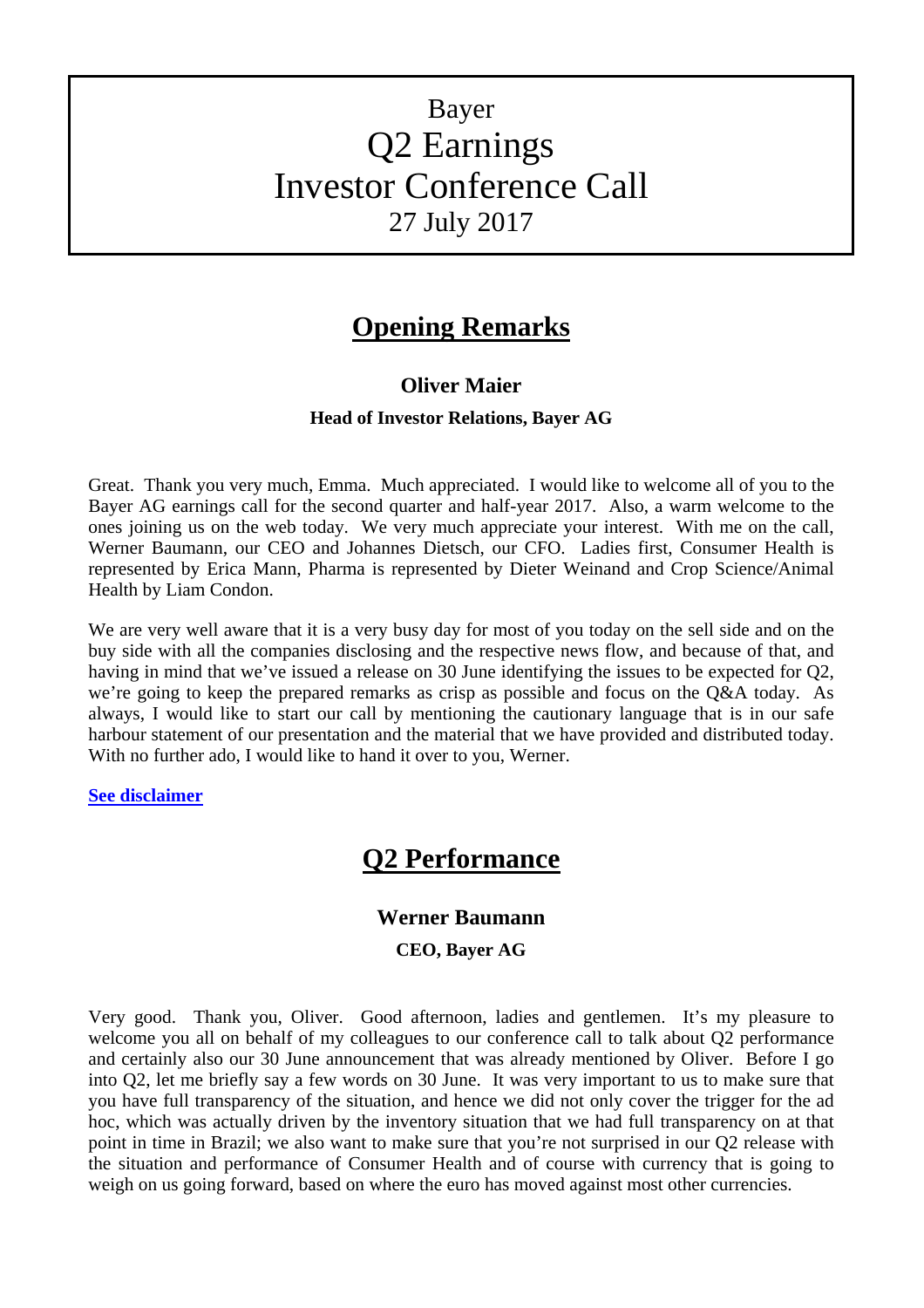# Bayer
# Q2 Earnings
# Investor Conference Call
## 27 July 2017

## Opening Remarks

### Oliver Maier

**Head of Investor Relations, Bayer AG**

Great. Thank you very much, Emma. Much appreciated. I would like to welcome all of you to the Bayer AG earnings call for the second quarter and half-year 2017. Also, a warm welcome to the ones joining us on the web today. We very much appreciate your interest. With me on the call, Werner Baumann, our CEO and Johannes Dietsch, our CFO. Ladies first, Consumer Health is represented by Erica Mann, Pharma is represented by Dieter Weinand and Crop Science/Animal Health by Liam Condon.

We are very well aware that it is a very busy day for most of you today on the sell side and on the buy side with all the companies disclosing and the respective news flow, and because of that, and having in mind that we've issued a release on 30 June identifying the issues to be expected for Q2, we're going to keep the prepared remarks as crisp as possible and focus on the Q&A today. As always, I would like to start our call by mentioning the cautionary language that is in our safe harbour statement of our presentation and the material that we have provided and distributed today. With no further ado, I would like to hand it over to you, Werner.

**See disclaimer**

## Q2 Performance

### Werner Baumann

**CEO, Bayer AG**

Very good. Thank you, Oliver. Good afternoon, ladies and gentlemen. It's my pleasure to welcome you all on behalf of my colleagues to our conference call to talk about Q2 performance and certainly also our 30 June announcement that was already mentioned by Oliver. Before I go into Q2, let me briefly say a few words on 30 June. It was very important to us to make sure that you have full transparency of the situation, and hence we did not only cover the trigger for the ad hoc, which was actually driven by the inventory situation that we had full transparency on at that point in time in Brazil; we also want to make sure that you're not surprised in our Q2 release with the situation and performance of Consumer Health and of course with currency that is going to weigh on us going forward, based on where the euro has moved against most other currencies.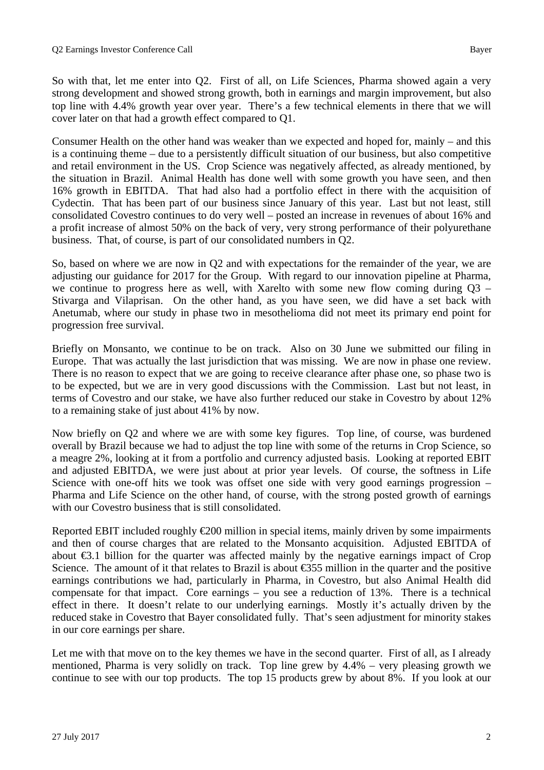So with that, let me enter into Q2. First of all, on Life Sciences, Pharma showed again a very strong development and showed strong growth, both in earnings and margin improvement, but also top line with 4.4% growth year over year. There's a few technical elements in there that we will cover later on that had a growth effect compared to Q1.

Consumer Health on the other hand was weaker than we expected and hoped for, mainly – and this is a continuing theme – due to a persistently difficult situation of our business, but also competitive and retail environment in the US. Crop Science was negatively affected, as already mentioned, by the situation in Brazil. Animal Health has done well with some growth you have seen, and then 16% growth in EBITDA. That had also had a portfolio effect in there with the acquisition of Cydectin. That has been part of our business since January of this year. Last but not least, still consolidated Covestro continues to do very well – posted an increase in revenues of about 16% and a profit increase of almost 50% on the back of very, very strong performance of their polyurethane business. That, of course, is part of our consolidated numbers in Q2.

So, based on where we are now in Q2 and with expectations for the remainder of the year, we are adjusting our guidance for 2017 for the Group. With regard to our innovation pipeline at Pharma, we continue to progress here as well, with Xarelto with some new flow coming during Q3 – Stivarga and Vilaprisan. On the other hand, as you have seen, we did have a set back with Anetumab, where our study in phase two in mesothelioma did not meet its primary end point for progression free survival.

Briefly on Monsanto, we continue to be on track. Also on 30 June we submitted our filing in Europe. That was actually the last jurisdiction that was missing. We are now in phase one review. There is no reason to expect that we are going to receive clearance after phase one, so phase two is to be expected, but we are in very good discussions with the Commission. Last but not least, in terms of Covestro and our stake, we have also further reduced our stake in Covestro by about 12% to a remaining stake of just about 41% by now.

Now briefly on Q2 and where we are with some key figures. Top line, of course, was burdened overall by Brazil because we had to adjust the top line with some of the returns in Crop Science, so a meagre 2%, looking at it from a portfolio and currency adjusted basis. Looking at reported EBIT and adjusted EBITDA, we were just about at prior year levels. Of course, the softness in Life Science with one-off hits we took was offset one side with very good earnings progression – Pharma and Life Science on the other hand, of course, with the strong posted growth of earnings with our Covestro business that is still consolidated.

Reported EBIT included roughly €200 million in special items, mainly driven by some impairments and then of course charges that are related to the Monsanto acquisition. Adjusted EBITDA of about €3.1 billion for the quarter was affected mainly by the negative earnings impact of Crop Science. The amount of it that relates to Brazil is about €355 million in the quarter and the positive earnings contributions we had, particularly in Pharma, in Covestro, but also Animal Health did compensate for that impact. Core earnings – you see a reduction of 13%. There is a technical effect in there. It doesn't relate to our underlying earnings. Mostly it's actually driven by the reduced stake in Covestro that Bayer consolidated fully. That's seen adjustment for minority stakes in our core earnings per share.

Let me with that move on to the key themes we have in the second quarter. First of all, as I already mentioned, Pharma is very solidly on track. Top line grew by 4.4% – very pleasing growth we continue to see with our top products. The top 15 products grew by about 8%. If you look at our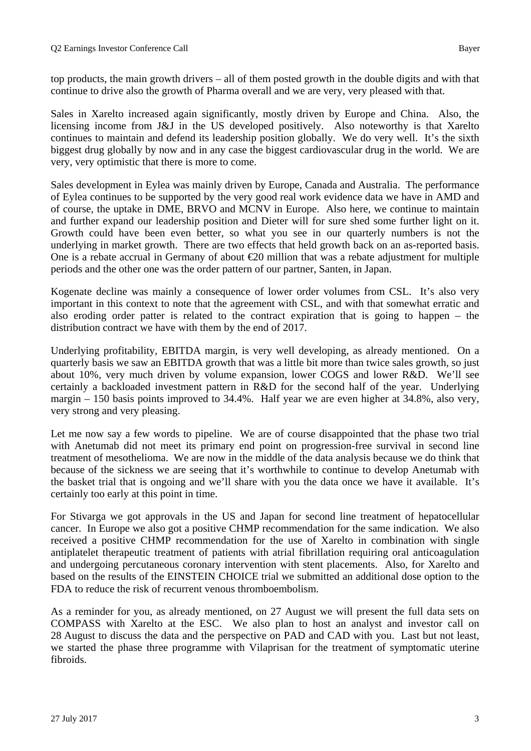top products, the main growth drivers – all of them posted growth in the double digits and with that continue to drive also the growth of Pharma overall and we are very, very pleased with that.

Sales in Xarelto increased again significantly, mostly driven by Europe and China. Also, the licensing income from J&J in the US developed positively. Also noteworthy is that Xarelto continues to maintain and defend its leadership position globally. We do very well. It's the sixth biggest drug globally by now and in any case the biggest cardiovascular drug in the world. We are very, very optimistic that there is more to come.

Sales development in Eylea was mainly driven by Europe, Canada and Australia. The performance of Eylea continues to be supported by the very good real work evidence data we have in AMD and of course, the uptake in DME, BRVO and MCNV in Europe. Also here, we continue to maintain and further expand our leadership position and Dieter will for sure shed some further light on it. Growth could have been even better, so what you see in our quarterly numbers is not the underlying in market growth. There are two effects that held growth back on an as-reported basis. One is a rebate accrual in Germany of about €20 million that was a rebate adjustment for multiple periods and the other one was the order pattern of our partner, Santen, in Japan.

Kogenate decline was mainly a consequence of lower order volumes from CSL. It's also very important in this context to note that the agreement with CSL, and with that somewhat erratic and also eroding order patter is related to the contract expiration that is going to happen – the distribution contract we have with them by the end of 2017.

Underlying profitability, EBITDA margin, is very well developing, as already mentioned. On a quarterly basis we saw an EBITDA growth that was a little bit more than twice sales growth, so just about 10%, very much driven by volume expansion, lower COGS and lower R&D. We'll see certainly a backloaded investment pattern in R&D for the second half of the year. Underlying margin – 150 basis points improved to 34.4%. Half year we are even higher at 34.8%, also very, very strong and very pleasing.

Let me now say a few words to pipeline. We are of course disappointed that the phase two trial with Anetumab did not meet its primary end point on progression-free survival in second line treatment of mesothelioma. We are now in the middle of the data analysis because we do think that because of the sickness we are seeing that it's worthwhile to continue to develop Anetumab with the basket trial that is ongoing and we'll share with you the data once we have it available. It's certainly too early at this point in time.

For Stivarga we got approvals in the US and Japan for second line treatment of hepatocellular cancer. In Europe we also got a positive CHMP recommendation for the same indication. We also received a positive CHMP recommendation for the use of Xarelto in combination with single antiplatelet therapeutic treatment of patients with atrial fibrillation requiring oral anticoagulation and undergoing percutaneous coronary intervention with stent placements. Also, for Xarelto and based on the results of the EINSTEIN CHOICE trial we submitted an additional dose option to the FDA to reduce the risk of recurrent venous thromboembolism.

As a reminder for you, as already mentioned, on 27 August we will present the full data sets on COMPASS with Xarelto at the ESC. We also plan to host an analyst and investor call on 28 August to discuss the data and the perspective on PAD and CAD with you. Last but not least, we started the phase three programme with Vilaprisan for the treatment of symptomatic uterine fibroids.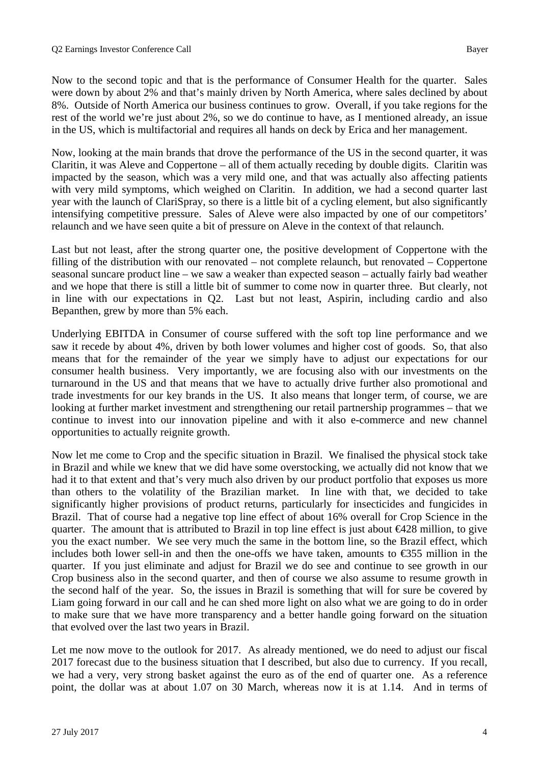Now to the second topic and that is the performance of Consumer Health for the quarter. Sales were down by about 2% and that's mainly driven by North America, where sales declined by about 8%. Outside of North America our business continues to grow. Overall, if you take regions for the rest of the world we're just about 2%, so we do continue to have, as I mentioned already, an issue in the US, which is multifactorial and requires all hands on deck by Erica and her management.

Now, looking at the main brands that drove the performance of the US in the second quarter, it was Claritin, it was Aleve and Coppertone – all of them actually receding by double digits. Claritin was impacted by the season, which was a very mild one, and that was actually also affecting patients with very mild symptoms, which weighed on Claritin. In addition, we had a second quarter last year with the launch of ClariSpray, so there is a little bit of a cycling element, but also significantly intensifying competitive pressure. Sales of Aleve were also impacted by one of our competitors' relaunch and we have seen quite a bit of pressure on Aleve in the context of that relaunch.

Last but not least, after the strong quarter one, the positive development of Coppertone with the filling of the distribution with our renovated – not complete relaunch, but renovated – Coppertone seasonal suncare product line – we saw a weaker than expected season – actually fairly bad weather and we hope that there is still a little bit of summer to come now in quarter three. But clearly, not in line with our expectations in Q2. Last but not least, Aspirin, including cardio and also Bepanthen, grew by more than 5% each.

Underlying EBITDA in Consumer of course suffered with the soft top line performance and we saw it recede by about 4%, driven by both lower volumes and higher cost of goods. So, that also means that for the remainder of the year we simply have to adjust our expectations for our consumer health business. Very importantly, we are focusing also with our investments on the turnaround in the US and that means that we have to actually drive further also promotional and trade investments for our key brands in the US. It also means that longer term, of course, we are looking at further market investment and strengthening our retail partnership programmes – that we continue to invest into our innovation pipeline and with it also e-commerce and new channel opportunities to actually reignite growth.

Now let me come to Crop and the specific situation in Brazil. We finalised the physical stock take in Brazil and while we knew that we did have some overstocking, we actually did not know that we had it to that extent and that's very much also driven by our product portfolio that exposes us more than others to the volatility of the Brazilian market. In line with that, we decided to take significantly higher provisions of product returns, particularly for insecticides and fungicides in Brazil. That of course had a negative top line effect of about 16% overall for Crop Science in the quarter. The amount that is attributed to Brazil in top line effect is just about €428 million, to give you the exact number. We see very much the same in the bottom line, so the Brazil effect, which includes both lower sell-in and then the one-offs we have taken, amounts to €355 million in the quarter. If you just eliminate and adjust for Brazil we do see and continue to see growth in our Crop business also in the second quarter, and then of course we also assume to resume growth in the second half of the year. So, the issues in Brazil is something that will for sure be covered by Liam going forward in our call and he can shed more light on also what we are going to do in order to make sure that we have more transparency and a better handle going forward on the situation that evolved over the last two years in Brazil.

Let me now move to the outlook for 2017. As already mentioned, we do need to adjust our fiscal 2017 forecast due to the business situation that I described, but also due to currency. If you recall, we had a very, very strong basket against the euro as of the end of quarter one. As a reference point, the dollar was at about 1.07 on 30 March, whereas now it is at 1.14. And in terms of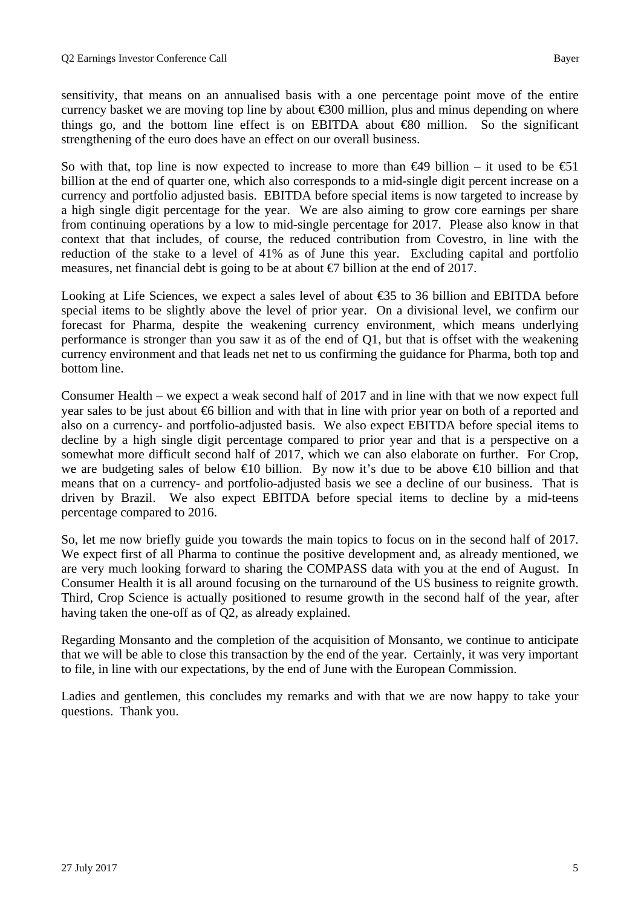sensitivity, that means on an annualised basis with a one percentage point move of the entire currency basket we are moving top line by about €300 million, plus and minus depending on where things go, and the bottom line effect is on EBITDA about €80 million. So the significant strengthening of the euro does have an effect on our overall business.

So with that, top line is now expected to increase to more than €49 billion – it used to be €51 billion at the end of quarter one, which also corresponds to a mid-single digit percent increase on a currency and portfolio adjusted basis. EBITDA before special items is now targeted to increase by a high single digit percentage for the year. We are also aiming to grow core earnings per share from continuing operations by a low to mid-single percentage for 2017. Please also know in that context that that includes, of course, the reduced contribution from Covestro, in line with the reduction of the stake to a level of 41% as of June this year. Excluding capital and portfolio measures, net financial debt is going to be at about €7 billion at the end of 2017.

Looking at Life Sciences, we expect a sales level of about €35 to 36 billion and EBITDA before special items to be slightly above the level of prior year. On a divisional level, we confirm our forecast for Pharma, despite the weakening currency environment, which means underlying performance is stronger than you saw it as of the end of Q1, but that is offset with the weakening currency environment and that leads net net to us confirming the guidance for Pharma, both top and bottom line.

Consumer Health – we expect a weak second half of 2017 and in line with that we now expect full year sales to be just about €6 billion and with that in line with prior year on both of a reported and also on a currency- and portfolio-adjusted basis. We also expect EBITDA before special items to decline by a high single digit percentage compared to prior year and that is a perspective on a somewhat more difficult second half of 2017, which we can also elaborate on further. For Crop, we are budgeting sales of below €10 billion. By now it's due to be above €10 billion and that means that on a currency- and portfolio-adjusted basis we see a decline of our business. That is driven by Brazil. We also expect EBITDA before special items to decline by a mid-teens percentage compared to 2016.

So, let me now briefly guide you towards the main topics to focus on in the second half of 2017. We expect first of all Pharma to continue the positive development and, as already mentioned, we are very much looking forward to sharing the COMPASS data with you at the end of August. In Consumer Health it is all around focusing on the turnaround of the US business to reignite growth. Third, Crop Science is actually positioned to resume growth in the second half of the year, after having taken the one-off as of Q2, as already explained.

Regarding Monsanto and the completion of the acquisition of Monsanto, we continue to anticipate that we will be able to close this transaction by the end of the year. Certainly, it was very important to file, in line with our expectations, by the end of June with the European Commission.

Ladies and gentlemen, this concludes my remarks and with that we are now happy to take your questions. Thank you.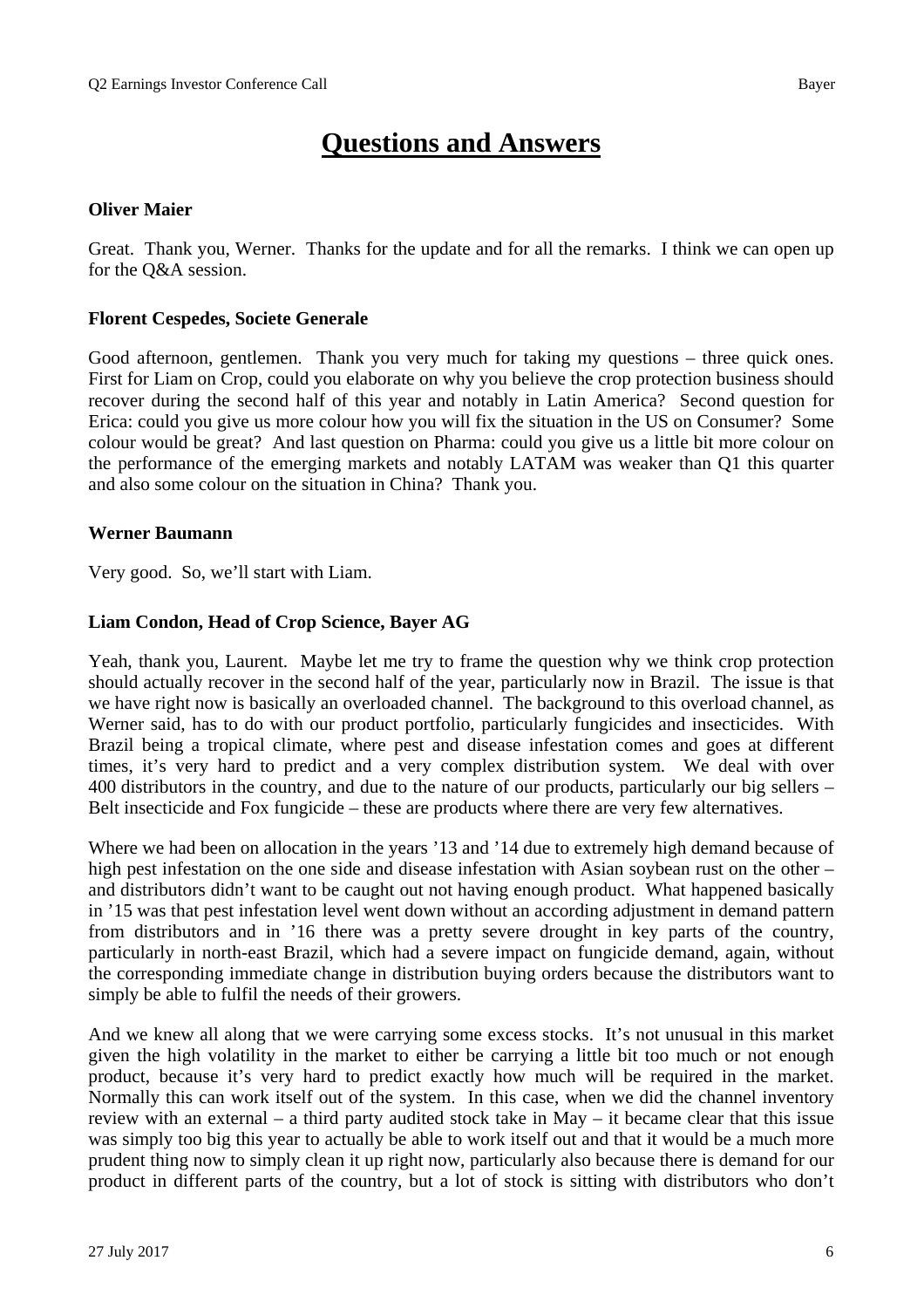# Questions and Answers

**Oliver Maier**

Great. Thank you, Werner. Thanks for the update and for all the remarks. I think we can open up for the Q&A session.

**Florent Cespedes, Societe Generale**

Good afternoon, gentlemen. Thank you very much for taking my questions – three quick ones. First for Liam on Crop, could you elaborate on why you believe the crop protection business should recover during the second half of this year and notably in Latin America? Second question for Erica: could you give us more colour how you will fix the situation in the US on Consumer? Some colour would be great? And last question on Pharma: could you give us a little bit more colour on the performance of the emerging markets and notably LATAM was weaker than Q1 this quarter and also some colour on the situation in China? Thank you.

**Werner Baumann**

Very good. So, we'll start with Liam.

**Liam Condon, Head of Crop Science, Bayer AG**

Yeah, thank you, Laurent. Maybe let me try to frame the question why we think crop protection should actually recover in the second half of the year, particularly now in Brazil. The issue is that we have right now is basically an overloaded channel. The background to this overload channel, as Werner said, has to do with our product portfolio, particularly fungicides and insecticides. With Brazil being a tropical climate, where pest and disease infestation comes and goes at different times, it's very hard to predict and a very complex distribution system. We deal with over 400 distributors in the country, and due to the nature of our products, particularly our big sellers – Belt insecticide and Fox fungicide – these are products where there are very few alternatives.

Where we had been on allocation in the years '13 and '14 due to extremely high demand because of high pest infestation on the one side and disease infestation with Asian soybean rust on the other – and distributors didn't want to be caught out not having enough product. What happened basically in '15 was that pest infestation level went down without an according adjustment in demand pattern from distributors and in '16 there was a pretty severe drought in key parts of the country, particularly in north-east Brazil, which had a severe impact on fungicide demand, again, without the corresponding immediate change in distribution buying orders because the distributors want to simply be able to fulfil the needs of their growers.

And we knew all along that we were carrying some excess stocks. It's not unusual in this market given the high volatility in the market to either be carrying a little bit too much or not enough product, because it's very hard to predict exactly how much will be required in the market. Normally this can work itself out of the system. In this case, when we did the channel inventory review with an external – a third party audited stock take in May – it became clear that this issue was simply too big this year to actually be able to work itself out and that it would be a much more prudent thing now to simply clean it up right now, particularly also because there is demand for our product in different parts of the country, but a lot of stock is sitting with distributors who don't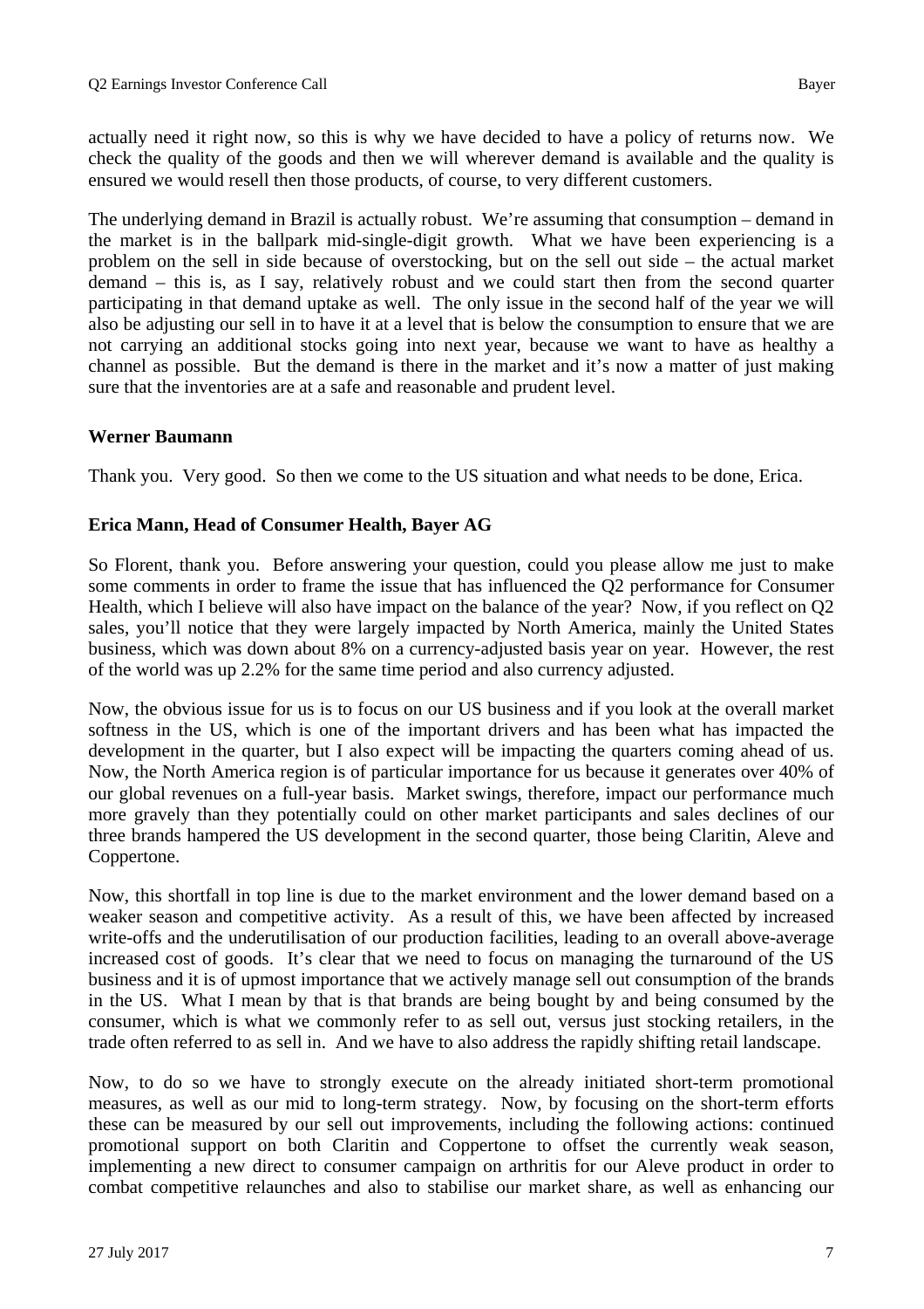actually need it right now, so this is why we have decided to have a policy of returns now. We check the quality of the goods and then we will wherever demand is available and the quality is ensured we would resell then those products, of course, to very different customers.

The underlying demand in Brazil is actually robust. We're assuming that consumption – demand in the market is in the ballpark mid-single-digit growth. What we have been experiencing is a problem on the sell in side because of overstocking, but on the sell out side – the actual market demand – this is, as I say, relatively robust and we could start then from the second quarter participating in that demand uptake as well. The only issue in the second half of the year we will also be adjusting our sell in to have it at a level that is below the consumption to ensure that we are not carrying an additional stocks going into next year, because we want to have as healthy a channel as possible. But the demand is there in the market and it's now a matter of just making sure that the inventories are at a safe and reasonable and prudent level.

**Werner Baumann**

Thank you. Very good. So then we come to the US situation and what needs to be done, Erica.

**Erica Mann, Head of Consumer Health, Bayer AG**

So Florent, thank you. Before answering your question, could you please allow me just to make some comments in order to frame the issue that has influenced the Q2 performance for Consumer Health, which I believe will also have impact on the balance of the year? Now, if you reflect on Q2 sales, you'll notice that they were largely impacted by North America, mainly the United States business, which was down about 8% on a currency-adjusted basis year on year. However, the rest of the world was up 2.2% for the same time period and also currency adjusted.

Now, the obvious issue for us is to focus on our US business and if you look at the overall market softness in the US, which is one of the important drivers and has been what has impacted the development in the quarter, but I also expect will be impacting the quarters coming ahead of us. Now, the North America region is of particular importance for us because it generates over 40% of our global revenues on a full-year basis. Market swings, therefore, impact our performance much more gravely than they potentially could on other market participants and sales declines of our three brands hampered the US development in the second quarter, those being Claritin, Aleve and Coppertone.

Now, this shortfall in top line is due to the market environment and the lower demand based on a weaker season and competitive activity. As a result of this, we have been affected by increased write-offs and the underutilisation of our production facilities, leading to an overall above-average increased cost of goods. It's clear that we need to focus on managing the turnaround of the US business and it is of upmost importance that we actively manage sell out consumption of the brands in the US. What I mean by that is that brands are being bought by and being consumed by the consumer, which is what we commonly refer to as sell out, versus just stocking retailers, in the trade often referred to as sell in. And we have to also address the rapidly shifting retail landscape.

Now, to do so we have to strongly execute on the already initiated short-term promotional measures, as well as our mid to long-term strategy. Now, by focusing on the short-term efforts these can be measured by our sell out improvements, including the following actions: continued promotional support on both Claritin and Coppertone to offset the currently weak season, implementing a new direct to consumer campaign on arthritis for our Aleve product in order to combat competitive relaunches and also to stabilise our market share, as well as enhancing our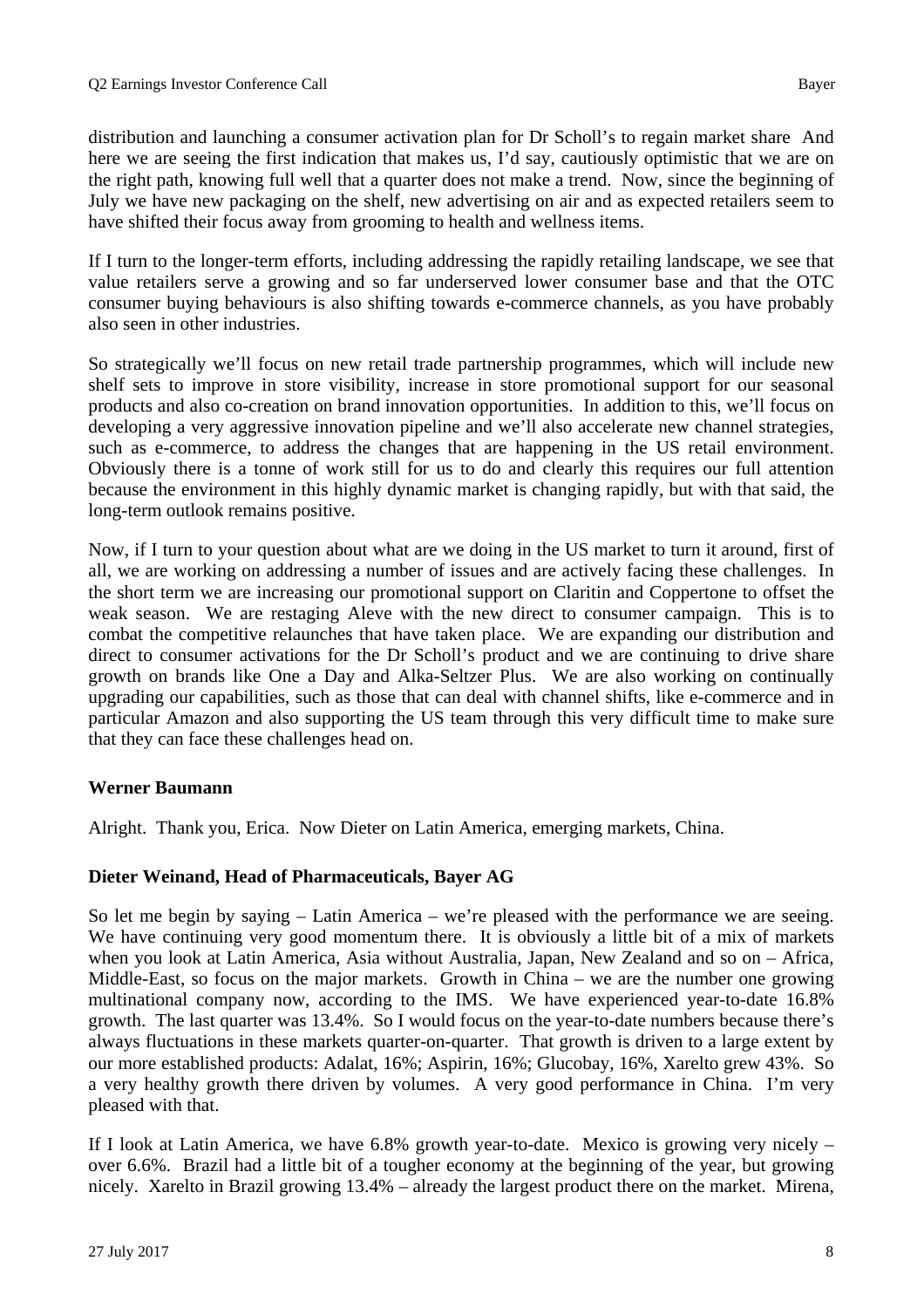distribution and launching a consumer activation plan for Dr Scholl's to regain market share And here we are seeing the first indication that makes us, I'd say, cautiously optimistic that we are on the right path, knowing full well that a quarter does not make a trend. Now, since the beginning of July we have new packaging on the shelf, new advertising on air and as expected retailers seem to have shifted their focus away from grooming to health and wellness items.

If I turn to the longer-term efforts, including addressing the rapidly retailing landscape, we see that value retailers serve a growing and so far underserved lower consumer base and that the OTC consumer buying behaviours is also shifting towards e-commerce channels, as you have probably also seen in other industries.

So strategically we'll focus on new retail trade partnership programmes, which will include new shelf sets to improve in store visibility, increase in store promotional support for our seasonal products and also co-creation on brand innovation opportunities. In addition to this, we'll focus on developing a very aggressive innovation pipeline and we'll also accelerate new channel strategies, such as e-commerce, to address the changes that are happening in the US retail environment. Obviously there is a tonne of work still for us to do and clearly this requires our full attention because the environment in this highly dynamic market is changing rapidly, but with that said, the long-term outlook remains positive.

Now, if I turn to your question about what are we doing in the US market to turn it around, first of all, we are working on addressing a number of issues and are actively facing these challenges. In the short term we are increasing our promotional support on Claritin and Coppertone to offset the weak season. We are restaging Aleve with the new direct to consumer campaign. This is to combat the competitive relaunches that have taken place. We are expanding our distribution and direct to consumer activations for the Dr Scholl's product and we are continuing to drive share growth on brands like One a Day and Alka-Seltzer Plus. We are also working on continually upgrading our capabilities, such as those that can deal with channel shifts, like e-commerce and in particular Amazon and also supporting the US team through this very difficult time to make sure that they can face these challenges head on.

**Werner Baumann**

Alright. Thank you, Erica. Now Dieter on Latin America, emerging markets, China.

**Dieter Weinand, Head of Pharmaceuticals, Bayer AG**

So let me begin by saying – Latin America – we're pleased with the performance we are seeing. We have continuing very good momentum there. It is obviously a little bit of a mix of markets when you look at Latin America, Asia without Australia, Japan, New Zealand and so on – Africa, Middle-East, so focus on the major markets. Growth in China – we are the number one growing multinational company now, according to the IMS. We have experienced year-to-date 16.8% growth. The last quarter was 13.4%. So I would focus on the year-to-date numbers because there's always fluctuations in these markets quarter-on-quarter. That growth is driven to a large extent by our more established products: Adalat, 16%; Aspirin, 16%; Glucobay, 16%, Xarelto grew 43%. So a very healthy growth there driven by volumes. A very good performance in China. I'm very pleased with that.

If I look at Latin America, we have 6.8% growth year-to-date. Mexico is growing very nicely – over 6.6%. Brazil had a little bit of a tougher economy at the beginning of the year, but growing nicely. Xarelto in Brazil growing 13.4% – already the largest product there on the market. Mirena,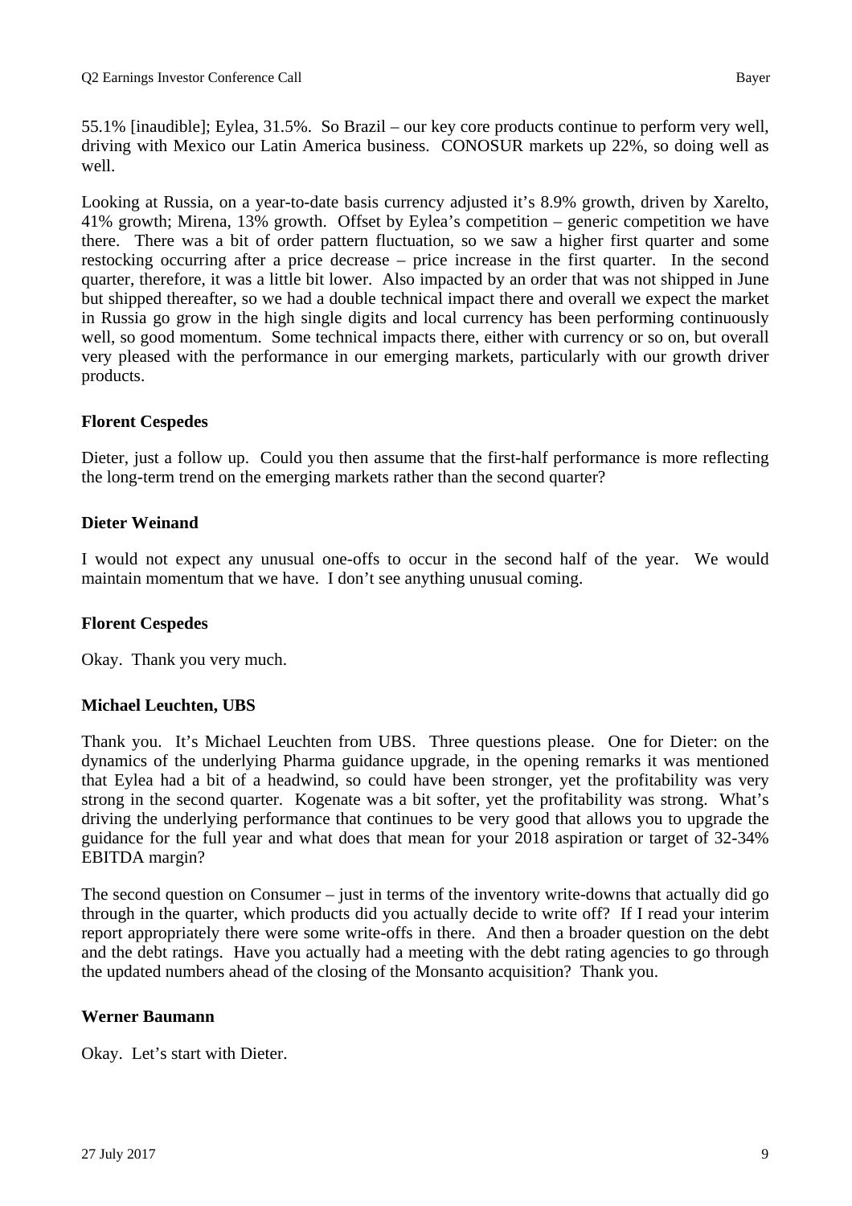55.1% [inaudible]; Eylea, 31.5%. So Brazil – our key core products continue to perform very well, driving with Mexico our Latin America business. CONOSUR markets up 22%, so doing well as well.

Looking at Russia, on a year-to-date basis currency adjusted it's 8.9% growth, driven by Xarelto, 41% growth; Mirena, 13% growth. Offset by Eylea's competition – generic competition we have there. There was a bit of order pattern fluctuation, so we saw a higher first quarter and some restocking occurring after a price decrease – price increase in the first quarter. In the second quarter, therefore, it was a little bit lower. Also impacted by an order that was not shipped in June but shipped thereafter, so we had a double technical impact there and overall we expect the market in Russia go grow in the high single digits and local currency has been performing continuously well, so good momentum. Some technical impacts there, either with currency or so on, but overall very pleased with the performance in our emerging markets, particularly with our growth driver products.

**Florent Cespedes**

Dieter, just a follow up. Could you then assume that the first-half performance is more reflecting the long-term trend on the emerging markets rather than the second quarter?

**Dieter Weinand**

I would not expect any unusual one-offs to occur in the second half of the year. We would maintain momentum that we have. I don't see anything unusual coming.

**Florent Cespedes**

Okay. Thank you very much.

**Michael Leuchten, UBS**

Thank you. It's Michael Leuchten from UBS. Three questions please. One for Dieter: on the dynamics of the underlying Pharma guidance upgrade, in the opening remarks it was mentioned that Eylea had a bit of a headwind, so could have been stronger, yet the profitability was very strong in the second quarter. Kogenate was a bit softer, yet the profitability was strong. What's driving the underlying performance that continues to be very good that allows you to upgrade the guidance for the full year and what does that mean for your 2018 aspiration or target of 32-34% EBITDA margin?

The second question on Consumer – just in terms of the inventory write-downs that actually did go through in the quarter, which products did you actually decide to write off? If I read your interim report appropriately there were some write-offs in there. And then a broader question on the debt and the debt ratings. Have you actually had a meeting with the debt rating agencies to go through the updated numbers ahead of the closing of the Monsanto acquisition? Thank you.

**Werner Baumann**

Okay. Let's start with Dieter.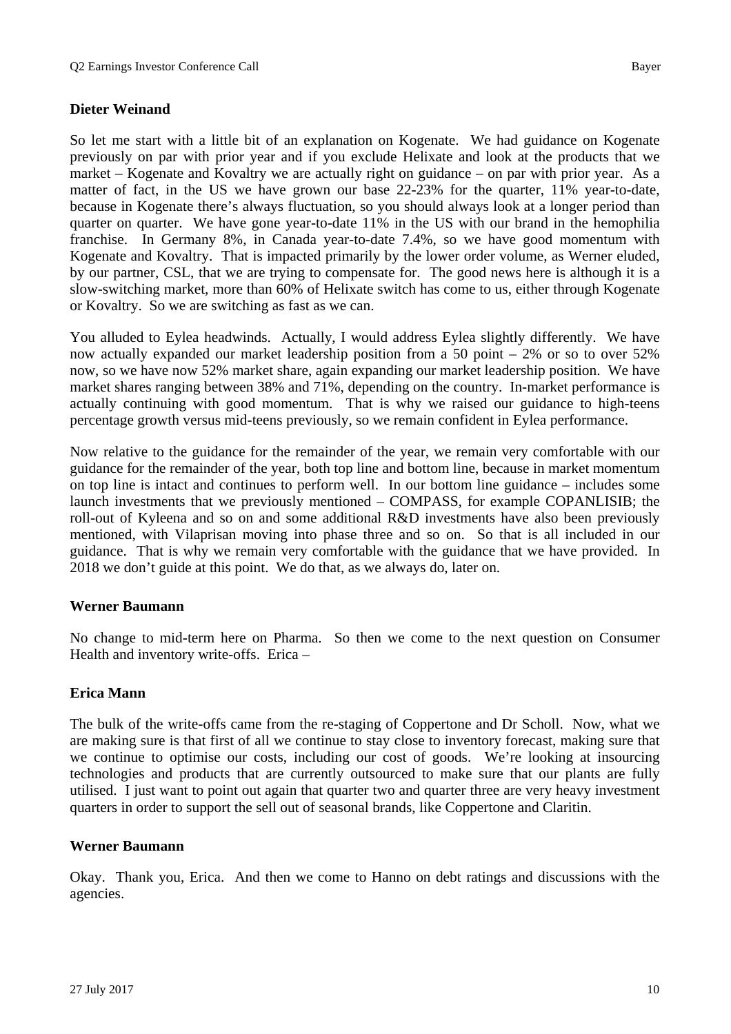**Dieter Weinand**

So let me start with a little bit of an explanation on Kogenate. We had guidance on Kogenate previously on par with prior year and if you exclude Helixate and look at the products that we market – Kogenate and Kovaltry we are actually right on guidance – on par with prior year. As a matter of fact, in the US we have grown our base 22-23% for the quarter, 11% year-to-date, because in Kogenate there's always fluctuation, so you should always look at a longer period than quarter on quarter. We have gone year-to-date 11% in the US with our brand in the hemophilia franchise. In Germany 8%, in Canada year-to-date 7.4%, so we have good momentum with Kogenate and Kovaltry. That is impacted primarily by the lower order volume, as Werner eluded, by our partner, CSL, that we are trying to compensate for. The good news here is although it is a slow-switching market, more than 60% of Helixate switch has come to us, either through Kogenate or Kovaltry. So we are switching as fast as we can.

You alluded to Eylea headwinds. Actually, I would address Eylea slightly differently. We have now actually expanded our market leadership position from a 50 point – 2% or so to over 52% now, so we have now 52% market share, again expanding our market leadership position. We have market shares ranging between 38% and 71%, depending on the country. In-market performance is actually continuing with good momentum. That is why we raised our guidance to high-teens percentage growth versus mid-teens previously, so we remain confident in Eylea performance.

Now relative to the guidance for the remainder of the year, we remain very comfortable with our guidance for the remainder of the year, both top line and bottom line, because in market momentum on top line is intact and continues to perform well. In our bottom line guidance – includes some launch investments that we previously mentioned – COMPASS, for example COPANLISIB; the roll-out of Kyleena and so on and some additional R&D investments have also been previously mentioned, with Vilaprisan moving into phase three and so on. So that is all included in our guidance. That is why we remain very comfortable with the guidance that we have provided. In 2018 we don't guide at this point. We do that, as we always do, later on.

**Werner Baumann**

No change to mid-term here on Pharma. So then we come to the next question on Consumer Health and inventory write-offs. Erica –

**Erica Mann**

The bulk of the write-offs came from the re-staging of Coppertone and Dr Scholl. Now, what we are making sure is that first of all we continue to stay close to inventory forecast, making sure that we continue to optimise our costs, including our cost of goods. We're looking at insourcing technologies and products that are currently outsourced to make sure that our plants are fully utilised. I just want to point out again that quarter two and quarter three are very heavy investment quarters in order to support the sell out of seasonal brands, like Coppertone and Claritin.

**Werner Baumann**

Okay. Thank you, Erica. And then we come to Hanno on debt ratings and discussions with the agencies.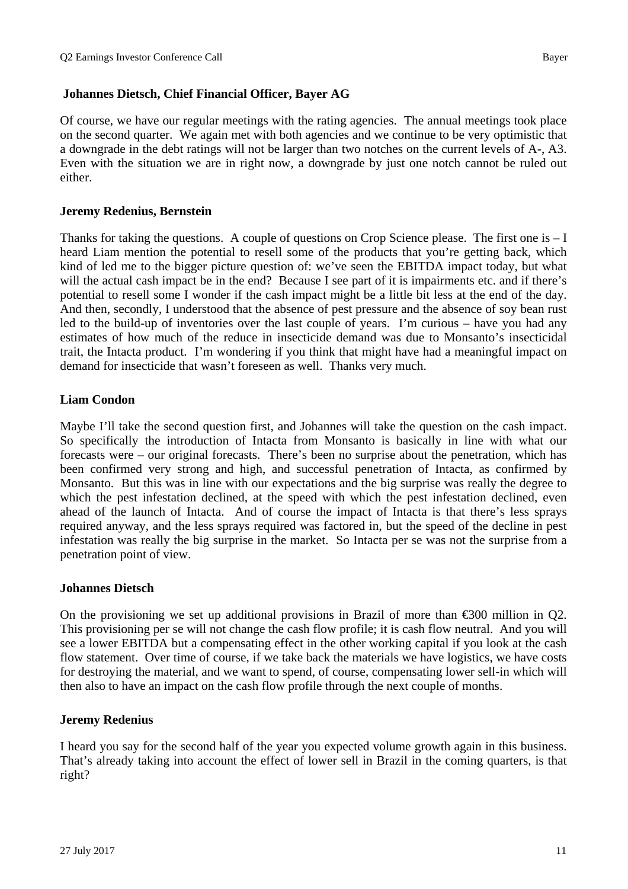**Johannes Dietsch, Chief Financial Officer, Bayer AG**

Of course, we have our regular meetings with the rating agencies. The annual meetings took place on the second quarter. We again met with both agencies and we continue to be very optimistic that a downgrade in the debt ratings will not be larger than two notches on the current levels of A-, A3. Even with the situation we are in right now, a downgrade by just one notch cannot be ruled out either.

**Jeremy Redenius, Bernstein**

Thanks for taking the questions. A couple of questions on Crop Science please. The first one is – I heard Liam mention the potential to resell some of the products that you're getting back, which kind of led me to the bigger picture question of: we've seen the EBITDA impact today, but what will the actual cash impact be in the end? Because I see part of it is impairments etc. and if there's potential to resell some I wonder if the cash impact might be a little bit less at the end of the day. And then, secondly, I understood that the absence of pest pressure and the absence of soy bean rust led to the build-up of inventories over the last couple of years. I'm curious – have you had any estimates of how much of the reduce in insecticide demand was due to Monsanto's insecticidal trait, the Intacta product. I'm wondering if you think that might have had a meaningful impact on demand for insecticide that wasn't foreseen as well. Thanks very much.

**Liam Condon**

Maybe I'll take the second question first, and Johannes will take the question on the cash impact. So specifically the introduction of Intacta from Monsanto is basically in line with what our forecasts were – our original forecasts. There's been no surprise about the penetration, which has been confirmed very strong and high, and successful penetration of Intacta, as confirmed by Monsanto. But this was in line with our expectations and the big surprise was really the degree to which the pest infestation declined, at the speed with which the pest infestation declined, even ahead of the launch of Intacta. And of course the impact of Intacta is that there's less sprays required anyway, and the less sprays required was factored in, but the speed of the decline in pest infestation was really the big surprise in the market. So Intacta per se was not the surprise from a penetration point of view.

**Johannes Dietsch**

On the provisioning we set up additional provisions in Brazil of more than €300 million in Q2. This provisioning per se will not change the cash flow profile; it is cash flow neutral. And you will see a lower EBITDA but a compensating effect in the other working capital if you look at the cash flow statement. Over time of course, if we take back the materials we have logistics, we have costs for destroying the material, and we want to spend, of course, compensating lower sell-in which will then also to have an impact on the cash flow profile through the next couple of months.

**Jeremy Redenius**

I heard you say for the second half of the year you expected volume growth again in this business. That's already taking into account the effect of lower sell in Brazil in the coming quarters, is that right?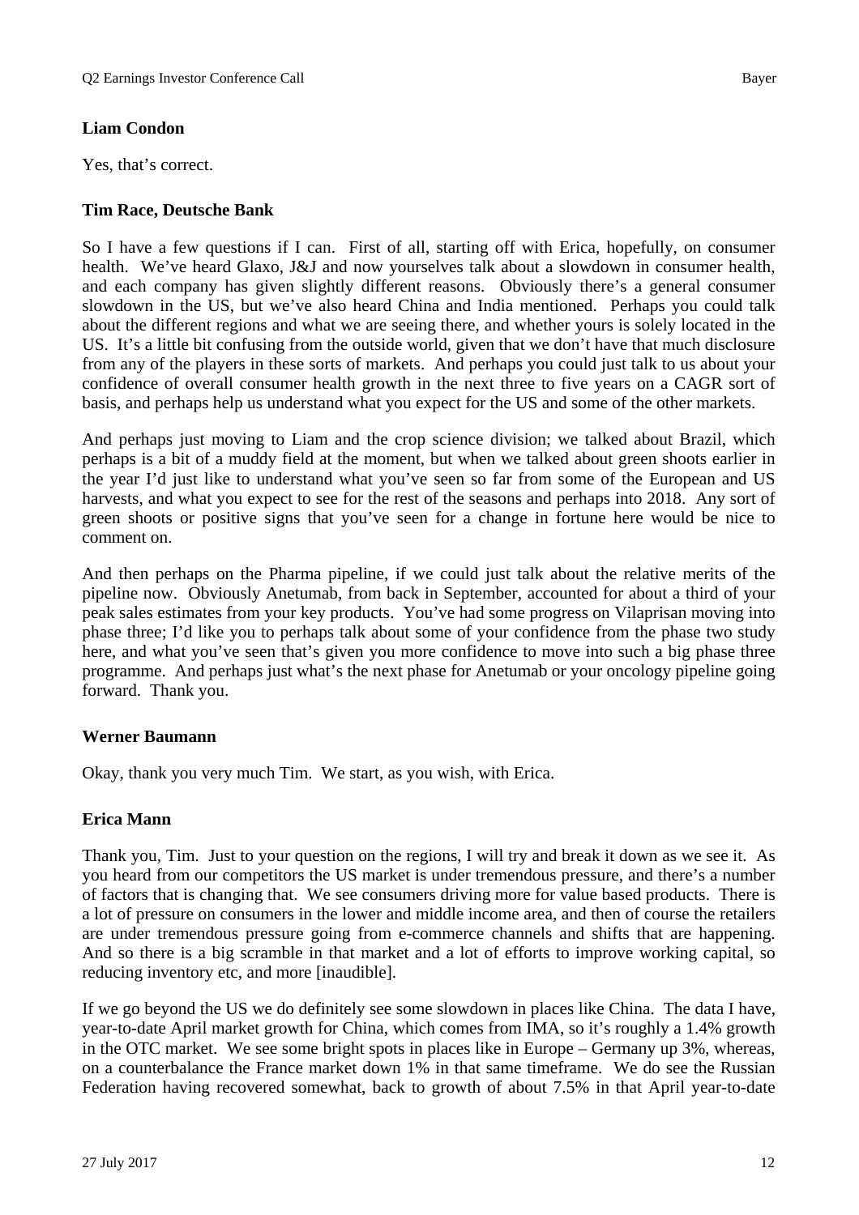**Liam Condon**

Yes, that's correct.

**Tim Race, Deutsche Bank**

So I have a few questions if I can. First of all, starting off with Erica, hopefully, on consumer health. We've heard Glaxo, J&J and now yourselves talk about a slowdown in consumer health, and each company has given slightly different reasons. Obviously there's a general consumer slowdown in the US, but we've also heard China and India mentioned. Perhaps you could talk about the different regions and what we are seeing there, and whether yours is solely located in the US. It's a little bit confusing from the outside world, given that we don't have that much disclosure from any of the players in these sorts of markets. And perhaps you could just talk to us about your confidence of overall consumer health growth in the next three to five years on a CAGR sort of basis, and perhaps help us understand what you expect for the US and some of the other markets.

And perhaps just moving to Liam and the crop science division; we talked about Brazil, which perhaps is a bit of a muddy field at the moment, but when we talked about green shoots earlier in the year I'd just like to understand what you've seen so far from some of the European and US harvests, and what you expect to see for the rest of the seasons and perhaps into 2018. Any sort of green shoots or positive signs that you've seen for a change in fortune here would be nice to comment on.

And then perhaps on the Pharma pipeline, if we could just talk about the relative merits of the pipeline now. Obviously Anetumab, from back in September, accounted for about a third of your peak sales estimates from your key products. You've had some progress on Vilaprisan moving into phase three; I'd like you to perhaps talk about some of your confidence from the phase two study here, and what you've seen that's given you more confidence to move into such a big phase three programme. And perhaps just what's the next phase for Anetumab or your oncology pipeline going forward. Thank you.

**Werner Baumann**

Okay, thank you very much Tim. We start, as you wish, with Erica.

**Erica Mann**

Thank you, Tim. Just to your question on the regions, I will try and break it down as we see it. As you heard from our competitors the US market is under tremendous pressure, and there's a number of factors that is changing that. We see consumers driving more for value based products. There is a lot of pressure on consumers in the lower and middle income area, and then of course the retailers are under tremendous pressure going from e-commerce channels and shifts that are happening. And so there is a big scramble in that market and a lot of efforts to improve working capital, so reducing inventory etc, and more [inaudible].

If we go beyond the US we do definitely see some slowdown in places like China. The data I have, year-to-date April market growth for China, which comes from IMA, so it's roughly a 1.4% growth in the OTC market. We see some bright spots in places like in Europe – Germany up 3%, whereas, on a counterbalance the France market down 1% in that same timeframe. We do see the Russian Federation having recovered somewhat, back to growth of about 7.5% in that April year-to-date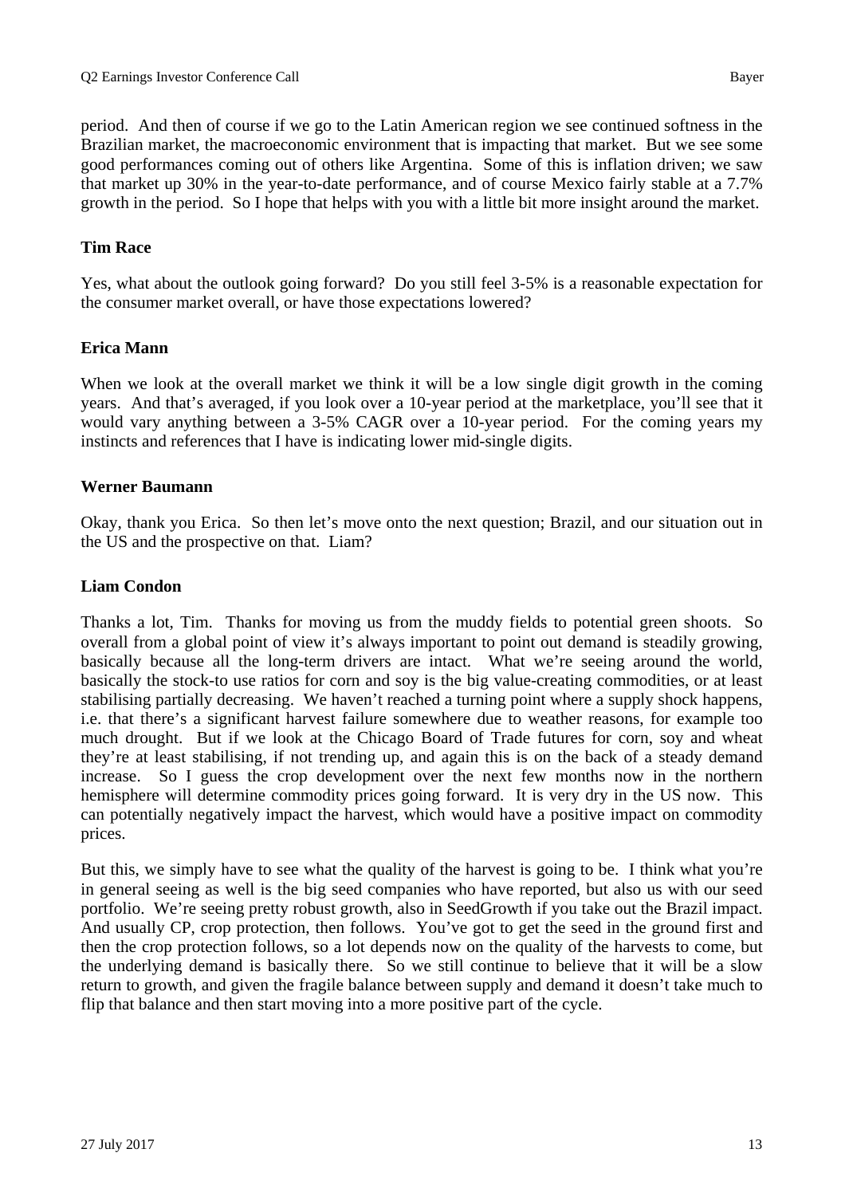period. And then of course if we go to the Latin American region we see continued softness in the Brazilian market, the macroeconomic environment that is impacting that market. But we see some good performances coming out of others like Argentina. Some of this is inflation driven; we saw that market up 30% in the year-to-date performance, and of course Mexico fairly stable at a 7.7% growth in the period. So I hope that helps with you with a little bit more insight around the market.

**Tim Race**

Yes, what about the outlook going forward? Do you still feel 3-5% is a reasonable expectation for the consumer market overall, or have those expectations lowered?

**Erica Mann**

When we look at the overall market we think it will be a low single digit growth in the coming years. And that's averaged, if you look over a 10-year period at the marketplace, you'll see that it would vary anything between a 3-5% CAGR over a 10-year period. For the coming years my instincts and references that I have is indicating lower mid-single digits.

**Werner Baumann**

Okay, thank you Erica. So then let's move onto the next question; Brazil, and our situation out in the US and the prospective on that. Liam?

**Liam Condon**

Thanks a lot, Tim. Thanks for moving us from the muddy fields to potential green shoots. So overall from a global point of view it's always important to point out demand is steadily growing, basically because all the long-term drivers are intact. What we're seeing around the world, basically the stock-to use ratios for corn and soy is the big value-creating commodities, or at least stabilising partially decreasing. We haven't reached a turning point where a supply shock happens, i.e. that there's a significant harvest failure somewhere due to weather reasons, for example too much drought. But if we look at the Chicago Board of Trade futures for corn, soy and wheat they're at least stabilising, if not trending up, and again this is on the back of a steady demand increase. So I guess the crop development over the next few months now in the northern hemisphere will determine commodity prices going forward. It is very dry in the US now. This can potentially negatively impact the harvest, which would have a positive impact on commodity prices.

But this, we simply have to see what the quality of the harvest is going to be. I think what you're in general seeing as well is the big seed companies who have reported, but also us with our seed portfolio. We're seeing pretty robust growth, also in SeedGrowth if you take out the Brazil impact. And usually CP, crop protection, then follows. You've got to get the seed in the ground first and then the crop protection follows, so a lot depends now on the quality of the harvests to come, but the underlying demand is basically there. So we still continue to believe that it will be a slow return to growth, and given the fragile balance between supply and demand it doesn't take much to flip that balance and then start moving into a more positive part of the cycle.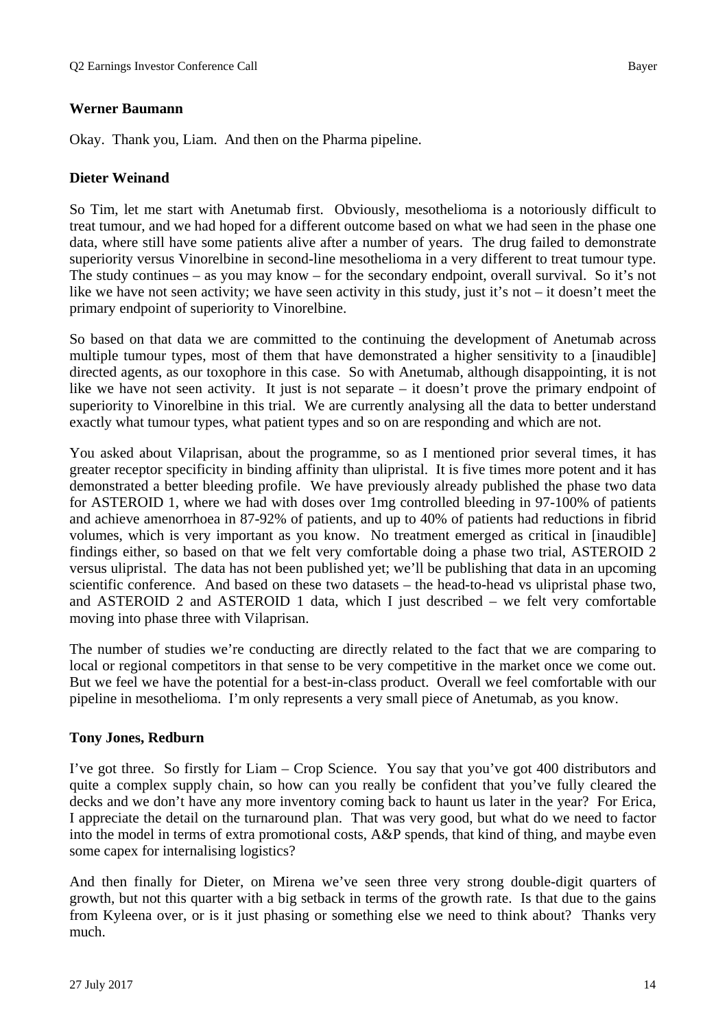**Werner Baumann**

Okay. Thank you, Liam. And then on the Pharma pipeline.

**Dieter Weinand**

So Tim, let me start with Anetumab first. Obviously, mesothelioma is a notoriously difficult to treat tumour, and we had hoped for a different outcome based on what we had seen in the phase one data, where still have some patients alive after a number of years. The drug failed to demonstrate superiority versus Vinorelbine in second-line mesothelioma in a very different to treat tumour type. The study continues – as you may know – for the secondary endpoint, overall survival. So it's not like we have not seen activity; we have seen activity in this study, just it's not – it doesn't meet the primary endpoint of superiority to Vinorelbine.

So based on that data we are committed to the continuing the development of Anetumab across multiple tumour types, most of them that have demonstrated a higher sensitivity to a [inaudible] directed agents, as our toxophore in this case. So with Anetumab, although disappointing, it is not like we have not seen activity. It just is not separate – it doesn't prove the primary endpoint of superiority to Vinorelbine in this trial. We are currently analysing all the data to better understand exactly what tumour types, what patient types and so on are responding and which are not.

You asked about Vilaprisan, about the programme, so as I mentioned prior several times, it has greater receptor specificity in binding affinity than ulipristal. It is five times more potent and it has demonstrated a better bleeding profile. We have previously already published the phase two data for ASTEROID 1, where we had with doses over 1mg controlled bleeding in 97-100% of patients and achieve amenorrhoea in 87-92% of patients, and up to 40% of patients had reductions in fibrid volumes, which is very important as you know. No treatment emerged as critical in [inaudible] findings either, so based on that we felt very comfortable doing a phase two trial, ASTEROID 2 versus ulipristal. The data has not been published yet; we'll be publishing that data in an upcoming scientific conference. And based on these two datasets – the head-to-head vs ulipristal phase two, and ASTEROID 2 and ASTEROID 1 data, which I just described – we felt very comfortable moving into phase three with Vilaprisan.

The number of studies we're conducting are directly related to the fact that we are comparing to local or regional competitors in that sense to be very competitive in the market once we come out. But we feel we have the potential for a best-in-class product. Overall we feel comfortable with our pipeline in mesothelioma. I'm only represents a very small piece of Anetumab, as you know.

**Tony Jones, Redburn**

I've got three. So firstly for Liam – Crop Science. You say that you've got 400 distributors and quite a complex supply chain, so how can you really be confident that you've fully cleared the decks and we don't have any more inventory coming back to haunt us later in the year? For Erica, I appreciate the detail on the turnaround plan. That was very good, but what do we need to factor into the model in terms of extra promotional costs, A&P spends, that kind of thing, and maybe even some capex for internalising logistics?

And then finally for Dieter, on Mirena we've seen three very strong double-digit quarters of growth, but not this quarter with a big setback in terms of the growth rate. Is that due to the gains from Kyleena over, or is it just phasing or something else we need to think about? Thanks very much.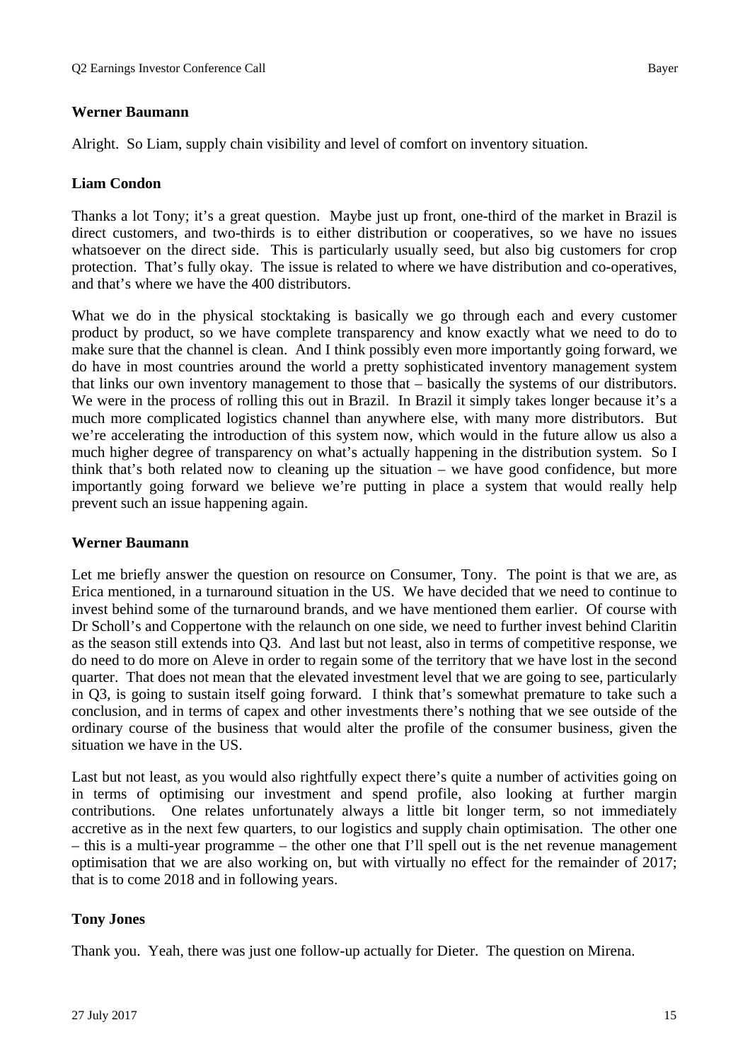**Werner Baumann**

Alright. So Liam, supply chain visibility and level of comfort on inventory situation.

**Liam Condon**

Thanks a lot Tony; it's a great question. Maybe just up front, one-third of the market in Brazil is direct customers, and two-thirds is to either distribution or cooperatives, so we have no issues whatsoever on the direct side. This is particularly usually seed, but also big customers for crop protection. That's fully okay. The issue is related to where we have distribution and co-operatives, and that's where we have the 400 distributors.

What we do in the physical stocktaking is basically we go through each and every customer product by product, so we have complete transparency and know exactly what we need to do to make sure that the channel is clean. And I think possibly even more importantly going forward, we do have in most countries around the world a pretty sophisticated inventory management system that links our own inventory management to those that – basically the systems of our distributors. We were in the process of rolling this out in Brazil. In Brazil it simply takes longer because it's a much more complicated logistics channel than anywhere else, with many more distributors. But we're accelerating the introduction of this system now, which would in the future allow us also a much higher degree of transparency on what's actually happening in the distribution system. So I think that's both related now to cleaning up the situation – we have good confidence, but more importantly going forward we believe we're putting in place a system that would really help prevent such an issue happening again.

**Werner Baumann**

Let me briefly answer the question on resource on Consumer, Tony. The point is that we are, as Erica mentioned, in a turnaround situation in the US. We have decided that we need to continue to invest behind some of the turnaround brands, and we have mentioned them earlier. Of course with Dr Scholl's and Coppertone with the relaunch on one side, we need to further invest behind Claritin as the season still extends into Q3. And last but not least, also in terms of competitive response, we do need to do more on Aleve in order to regain some of the territory that we have lost in the second quarter. That does not mean that the elevated investment level that we are going to see, particularly in Q3, is going to sustain itself going forward. I think that's somewhat premature to take such a conclusion, and in terms of capex and other investments there's nothing that we see outside of the ordinary course of the business that would alter the profile of the consumer business, given the situation we have in the US.

Last but not least, as you would also rightfully expect there's quite a number of activities going on in terms of optimising our investment and spend profile, also looking at further margin contributions. One relates unfortunately always a little bit longer term, so not immediately accretive as in the next few quarters, to our logistics and supply chain optimisation. The other one – this is a multi-year programme – the other one that I'll spell out is the net revenue management optimisation that we are also working on, but with virtually no effect for the remainder of 2017; that is to come 2018 and in following years.

**Tony Jones**

Thank you. Yeah, there was just one follow-up actually for Dieter. The question on Mirena.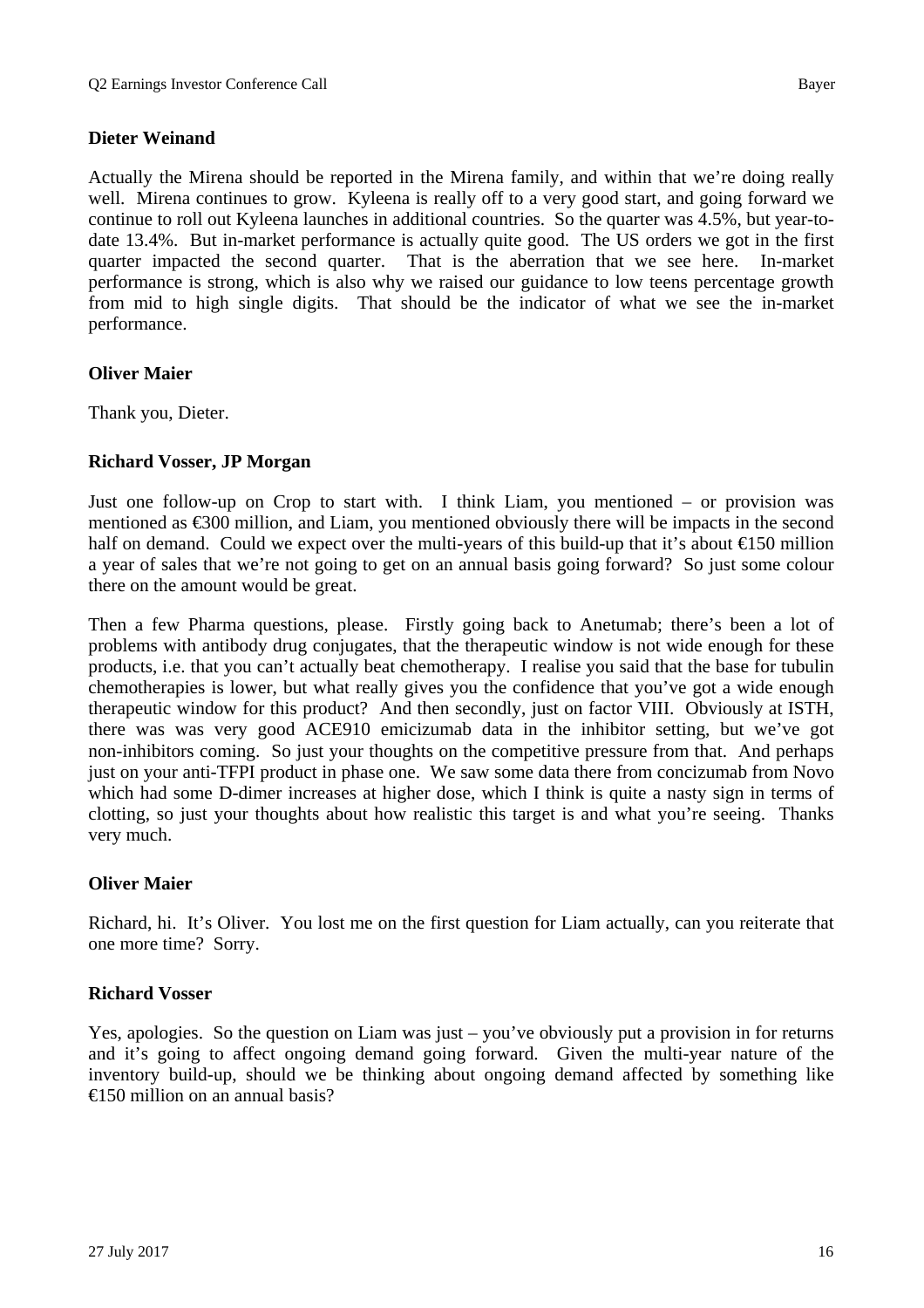**Dieter Weinand**

Actually the Mirena should be reported in the Mirena family, and within that we're doing really well. Mirena continues to grow. Kyleena is really off to a very good start, and going forward we continue to roll out Kyleena launches in additional countries. So the quarter was 4.5%, but year-to-date 13.4%. But in-market performance is actually quite good. The US orders we got in the first quarter impacted the second quarter. That is the aberration that we see here. In-market performance is strong, which is also why we raised our guidance to low teens percentage growth from mid to high single digits. That should be the indicator of what we see the in-market performance.

**Oliver Maier**

Thank you, Dieter.

**Richard Vosser, JP Morgan**

Just one follow-up on Crop to start with. I think Liam, you mentioned – or provision was mentioned as €300 million, and Liam, you mentioned obviously there will be impacts in the second half on demand. Could we expect over the multi-years of this build-up that it's about €150 million a year of sales that we're not going to get on an annual basis going forward? So just some colour there on the amount would be great.

Then a few Pharma questions, please. Firstly going back to Anetumab; there's been a lot of problems with antibody drug conjugates, that the therapeutic window is not wide enough for these products, i.e. that you can't actually beat chemotherapy. I realise you said that the base for tubulin chemotherapies is lower, but what really gives you the confidence that you've got a wide enough therapeutic window for this product? And then secondly, just on factor VIII. Obviously at ISTH, there was was very good ACE910 emicizumab data in the inhibitor setting, but we've got non-inhibitors coming. So just your thoughts on the competitive pressure from that. And perhaps just on your anti-TFPI product in phase one. We saw some data there from concizumab from Novo which had some D-dimer increases at higher dose, which I think is quite a nasty sign in terms of clotting, so just your thoughts about how realistic this target is and what you're seeing. Thanks very much.

**Oliver Maier**

Richard, hi. It's Oliver. You lost me on the first question for Liam actually, can you reiterate that one more time? Sorry.

**Richard Vosser**

Yes, apologies. So the question on Liam was just – you've obviously put a provision in for returns and it's going to affect ongoing demand going forward. Given the multi-year nature of the inventory build-up, should we be thinking about ongoing demand affected by something like €150 million on an annual basis?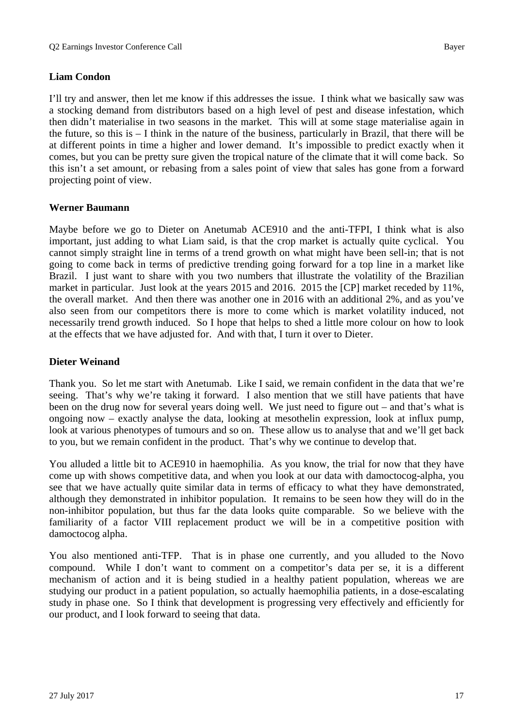**Liam Condon**

I'll try and answer, then let me know if this addresses the issue. I think what we basically saw was a stocking demand from distributors based on a high level of pest and disease infestation, which then didn't materialise in two seasons in the market. This will at some stage materialise again in the future, so this is – I think in the nature of the business, particularly in Brazil, that there will be at different points in time a higher and lower demand. It's impossible to predict exactly when it comes, but you can be pretty sure given the tropical nature of the climate that it will come back. So this isn't a set amount, or rebasing from a sales point of view that sales has gone from a forward projecting point of view.

**Werner Baumann**

Maybe before we go to Dieter on Anetumab ACE910 and the anti-TFPI, I think what is also important, just adding to what Liam said, is that the crop market is actually quite cyclical. You cannot simply straight line in terms of a trend growth on what might have been sell-in; that is not going to come back in terms of predictive trending going forward for a top line in a market like Brazil. I just want to share with you two numbers that illustrate the volatility of the Brazilian market in particular. Just look at the years 2015 and 2016. 2015 the [CP] market receded by 11%, the overall market. And then there was another one in 2016 with an additional 2%, and as you've also seen from our competitors there is more to come which is market volatility induced, not necessarily trend growth induced. So I hope that helps to shed a little more colour on how to look at the effects that we have adjusted for. And with that, I turn it over to Dieter.

**Dieter Weinand**

Thank you. So let me start with Anetumab. Like I said, we remain confident in the data that we're seeing. That's why we're taking it forward. I also mention that we still have patients that have been on the drug now for several years doing well. We just need to figure out – and that's what is ongoing now – exactly analyse the data, looking at mesothelin expression, look at influx pump, look at various phenotypes of tumours and so on. These allow us to analyse that and we'll get back to you, but we remain confident in the product. That's why we continue to develop that.

You alluded a little bit to ACE910 in haemophilia. As you know, the trial for now that they have come up with shows competitive data, and when you look at our data with damoctocog-alpha, you see that we have actually quite similar data in terms of efficacy to what they have demonstrated, although they demonstrated in inhibitor population. It remains to be seen how they will do in the non-inhibitor population, but thus far the data looks quite comparable. So we believe with the familiarity of a factor VIII replacement product we will be in a competitive position with damoctocog alpha.

You also mentioned anti-TFP. That is in phase one currently, and you alluded to the Novo compound. While I don't want to comment on a competitor's data per se, it is a different mechanism of action and it is being studied in a healthy patient population, whereas we are studying our product in a patient population, so actually haemophilia patients, in a dose-escalating study in phase one. So I think that development is progressing very effectively and efficiently for our product, and I look forward to seeing that data.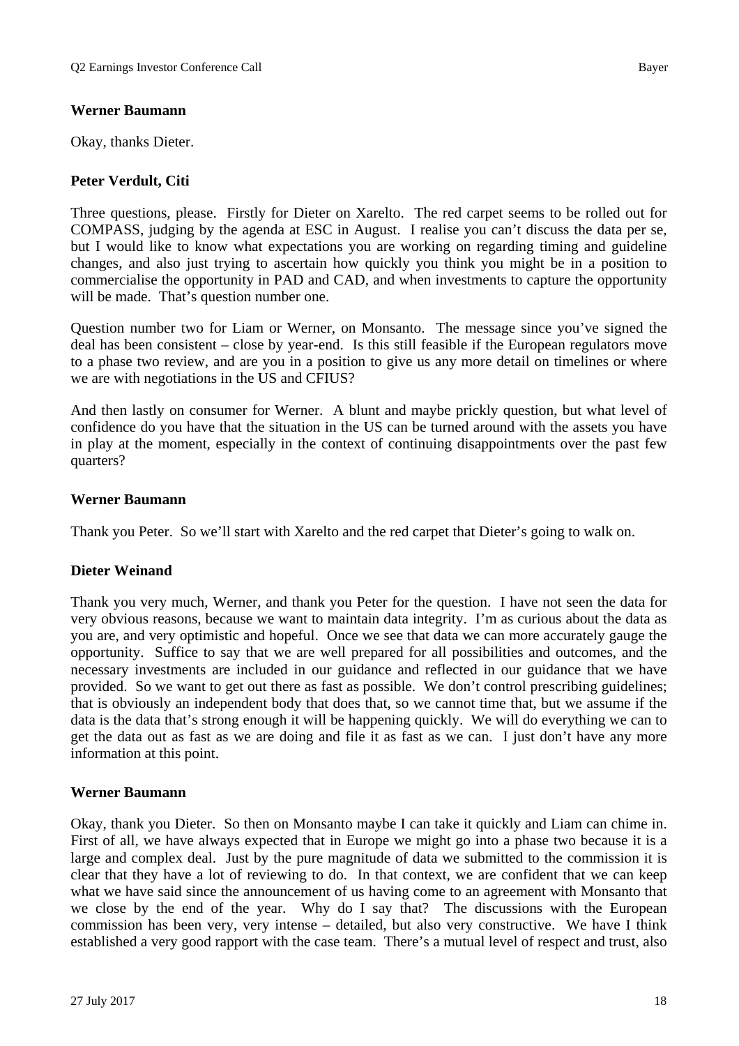**Werner Baumann**

Okay, thanks Dieter.

**Peter Verdult, Citi**

Three questions, please. Firstly for Dieter on Xarelto. The red carpet seems to be rolled out for COMPASS, judging by the agenda at ESC in August. I realise you can't discuss the data per se, but I would like to know what expectations you are working on regarding timing and guideline changes, and also just trying to ascertain how quickly you think you might be in a position to commercialise the opportunity in PAD and CAD, and when investments to capture the opportunity will be made. That's question number one.

Question number two for Liam or Werner, on Monsanto. The message since you've signed the deal has been consistent – close by year-end. Is this still feasible if the European regulators move to a phase two review, and are you in a position to give us any more detail on timelines or where we are with negotiations in the US and CFIUS?

And then lastly on consumer for Werner. A blunt and maybe prickly question, but what level of confidence do you have that the situation in the US can be turned around with the assets you have in play at the moment, especially in the context of continuing disappointments over the past few quarters?

**Werner Baumann**

Thank you Peter. So we'll start with Xarelto and the red carpet that Dieter's going to walk on.

**Dieter Weinand**

Thank you very much, Werner, and thank you Peter for the question. I have not seen the data for very obvious reasons, because we want to maintain data integrity. I'm as curious about the data as you are, and very optimistic and hopeful. Once we see that data we can more accurately gauge the opportunity. Suffice to say that we are well prepared for all possibilities and outcomes, and the necessary investments are included in our guidance and reflected in our guidance that we have provided. So we want to get out there as fast as possible. We don't control prescribing guidelines; that is obviously an independent body that does that, so we cannot time that, but we assume if the data is the data that's strong enough it will be happening quickly. We will do everything we can to get the data out as fast as we are doing and file it as fast as we can. I just don't have any more information at this point.

**Werner Baumann**

Okay, thank you Dieter. So then on Monsanto maybe I can take it quickly and Liam can chime in. First of all, we have always expected that in Europe we might go into a phase two because it is a large and complex deal. Just by the pure magnitude of data we submitted to the commission it is clear that they have a lot of reviewing to do. In that context, we are confident that we can keep what we have said since the announcement of us having come to an agreement with Monsanto that we close by the end of the year. Why do I say that? The discussions with the European commission has been very, very intense – detailed, but also very constructive. We have I think established a very good rapport with the case team. There's a mutual level of respect and trust, also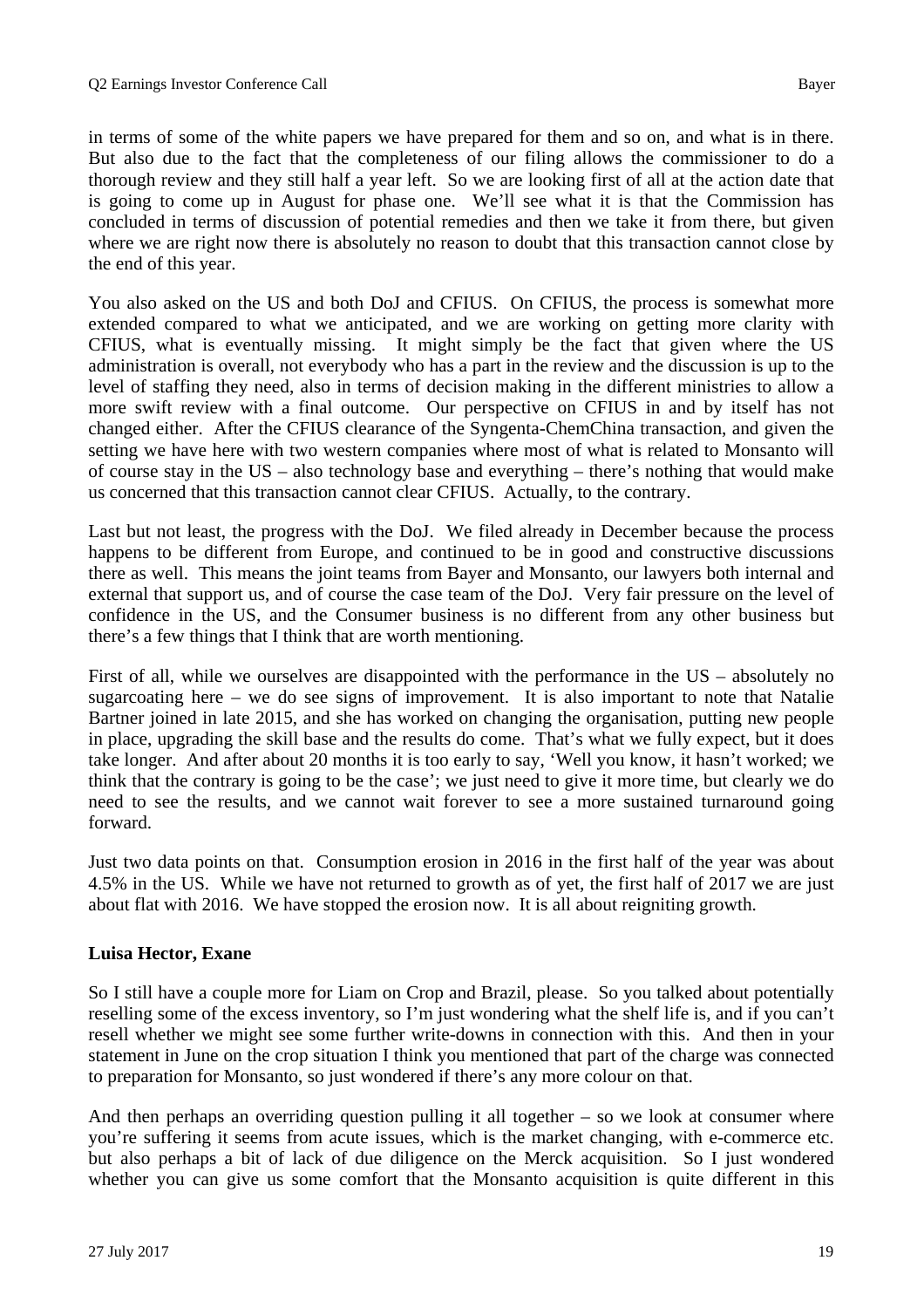in terms of some of the white papers we have prepared for them and so on, and what is in there. But also due to the fact that the completeness of our filing allows the commissioner to do a thorough review and they still half a year left. So we are looking first of all at the action date that is going to come up in August for phase one. We'll see what it is that the Commission has concluded in terms of discussion of potential remedies and then we take it from there, but given where we are right now there is absolutely no reason to doubt that this transaction cannot close by the end of this year.

You also asked on the US and both DoJ and CFIUS. On CFIUS, the process is somewhat more extended compared to what we anticipated, and we are working on getting more clarity with CFIUS, what is eventually missing. It might simply be the fact that given where the US administration is overall, not everybody who has a part in the review and the discussion is up to the level of staffing they need, also in terms of decision making in the different ministries to allow a more swift review with a final outcome. Our perspective on CFIUS in and by itself has not changed either. After the CFIUS clearance of the Syngenta-ChemChina transaction, and given the setting we have here with two western companies where most of what is related to Monsanto will of course stay in the US – also technology base and everything – there's nothing that would make us concerned that this transaction cannot clear CFIUS. Actually, to the contrary.

Last but not least, the progress with the DoJ. We filed already in December because the process happens to be different from Europe, and continued to be in good and constructive discussions there as well. This means the joint teams from Bayer and Monsanto, our lawyers both internal and external that support us, and of course the case team of the DoJ. Very fair pressure on the level of confidence in the US, and the Consumer business is no different from any other business but there's a few things that I think that are worth mentioning.

First of all, while we ourselves are disappointed with the performance in the US – absolutely no sugarcoating here – we do see signs of improvement. It is also important to note that Natalie Bartner joined in late 2015, and she has worked on changing the organisation, putting new people in place, upgrading the skill base and the results do come. That's what we fully expect, but it does take longer. And after about 20 months it is too early to say, 'Well you know, it hasn't worked; we think that the contrary is going to be the case'; we just need to give it more time, but clearly we do need to see the results, and we cannot wait forever to see a more sustained turnaround going forward.

Just two data points on that. Consumption erosion in 2016 in the first half of the year was about 4.5% in the US. While we have not returned to growth as of yet, the first half of 2017 we are just about flat with 2016. We have stopped the erosion now. It is all about reigniting growth.

**Luisa Hector, Exane**

So I still have a couple more for Liam on Crop and Brazil, please. So you talked about potentially reselling some of the excess inventory, so I'm just wondering what the shelf life is, and if you can't resell whether we might see some further write-downs in connection with this. And then in your statement in June on the crop situation I think you mentioned that part of the charge was connected to preparation for Monsanto, so just wondered if there's any more colour on that.

And then perhaps an overriding question pulling it all together – so we look at consumer where you're suffering it seems from acute issues, which is the market changing, with e-commerce etc. but also perhaps a bit of lack of due diligence on the Merck acquisition. So I just wondered whether you can give us some comfort that the Monsanto acquisition is quite different in this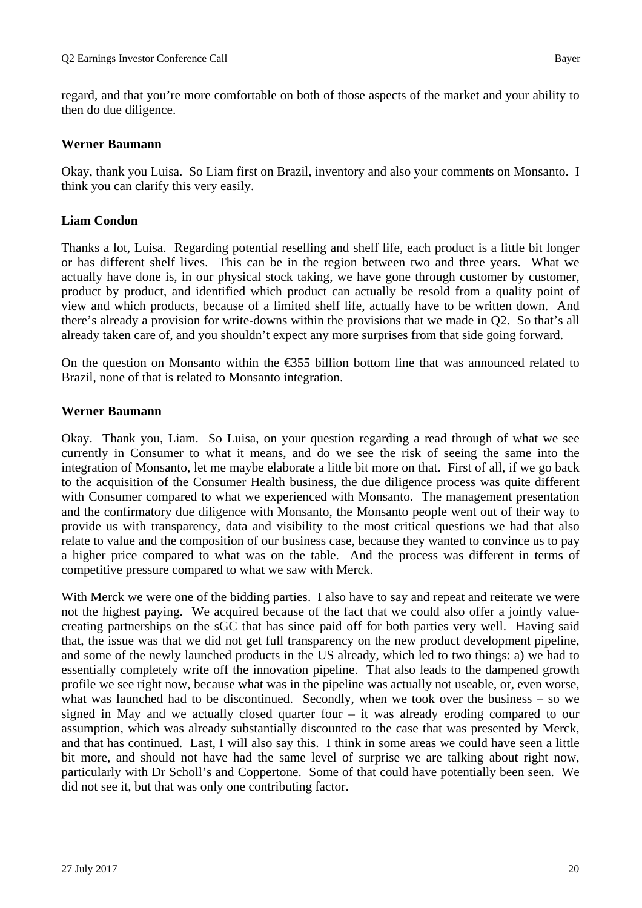regard, and that you're more comfortable on both of those aspects of the market and your ability to then do due diligence.

**Werner Baumann**

Okay, thank you Luisa. So Liam first on Brazil, inventory and also your comments on Monsanto. I think you can clarify this very easily.

**Liam Condon**

Thanks a lot, Luisa. Regarding potential reselling and shelf life, each product is a little bit longer or has different shelf lives. This can be in the region between two and three years. What we actually have done is, in our physical stock taking, we have gone through customer by customer, product by product, and identified which product can actually be resold from a quality point of view and which products, because of a limited shelf life, actually have to be written down. And there's already a provision for write-downs within the provisions that we made in Q2. So that's all already taken care of, and you shouldn't expect any more surprises from that side going forward.

On the question on Monsanto within the €355 billion bottom line that was announced related to Brazil, none of that is related to Monsanto integration.

**Werner Baumann**

Okay. Thank you, Liam. So Luisa, on your question regarding a read through of what we see currently in Consumer to what it means, and do we see the risk of seeing the same into the integration of Monsanto, let me maybe elaborate a little bit more on that. First of all, if we go back to the acquisition of the Consumer Health business, the due diligence process was quite different with Consumer compared to what we experienced with Monsanto. The management presentation and the confirmatory due diligence with Monsanto, the Monsanto people went out of their way to provide us with transparency, data and visibility to the most critical questions we had that also relate to value and the composition of our business case, because they wanted to convince us to pay a higher price compared to what was on the table. And the process was different in terms of competitive pressure compared to what we saw with Merck.

With Merck we were one of the bidding parties. I also have to say and repeat and reiterate we were not the highest paying. We acquired because of the fact that we could also offer a jointly value-creating partnerships on the sGC that has since paid off for both parties very well. Having said that, the issue was that we did not get full transparency on the new product development pipeline, and some of the newly launched products in the US already, which led to two things: a) we had to essentially completely write off the innovation pipeline. That also leads to the dampened growth profile we see right now, because what was in the pipeline was actually not useable, or, even worse, what was launched had to be discontinued. Secondly, when we took over the business – so we signed in May and we actually closed quarter four – it was already eroding compared to our assumption, which was already substantially discounted to the case that was presented by Merck, and that has continued. Last, I will also say this. I think in some areas we could have seen a little bit more, and should not have had the same level of surprise we are talking about right now, particularly with Dr Scholl's and Coppertone. Some of that could have potentially been seen. We did not see it, but that was only one contributing factor.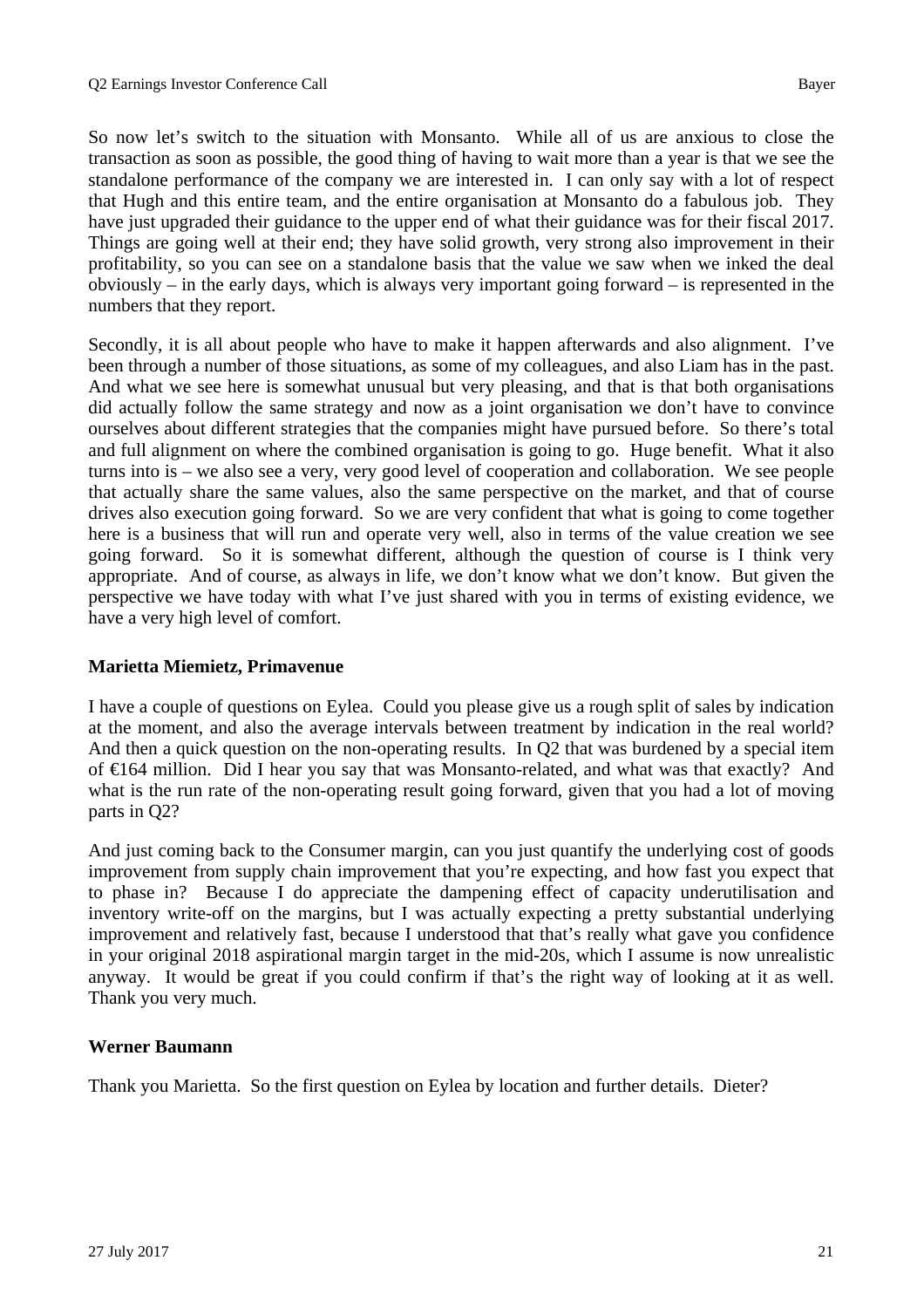So now let's switch to the situation with Monsanto. While all of us are anxious to close the transaction as soon as possible, the good thing of having to wait more than a year is that we see the standalone performance of the company we are interested in. I can only say with a lot of respect that Hugh and this entire team, and the entire organisation at Monsanto do a fabulous job. They have just upgraded their guidance to the upper end of what their guidance was for their fiscal 2017. Things are going well at their end; they have solid growth, very strong also improvement in their profitability, so you can see on a standalone basis that the value we saw when we inked the deal obviously – in the early days, which is always very important going forward – is represented in the numbers that they report.

Secondly, it is all about people who have to make it happen afterwards and also alignment. I've been through a number of those situations, as some of my colleagues, and also Liam has in the past. And what we see here is somewhat unusual but very pleasing, and that is that both organisations did actually follow the same strategy and now as a joint organisation we don't have to convince ourselves about different strategies that the companies might have pursued before. So there's total and full alignment on where the combined organisation is going to go. Huge benefit. What it also turns into is – we also see a very, very good level of cooperation and collaboration. We see people that actually share the same values, also the same perspective on the market, and that of course drives also execution going forward. So we are very confident that what is going to come together here is a business that will run and operate very well, also in terms of the value creation we see going forward. So it is somewhat different, although the question of course is I think very appropriate. And of course, as always in life, we don't know what we don't know. But given the perspective we have today with what I've just shared with you in terms of existing evidence, we have a very high level of comfort.

**Marietta Miemietz, Primavenue**

I have a couple of questions on Eylea. Could you please give us a rough split of sales by indication at the moment, and also the average intervals between treatment by indication in the real world? And then a quick question on the non-operating results. In Q2 that was burdened by a special item of €164 million. Did I hear you say that was Monsanto-related, and what was that exactly? And what is the run rate of the non-operating result going forward, given that you had a lot of moving parts in Q2?

And just coming back to the Consumer margin, can you just quantify the underlying cost of goods improvement from supply chain improvement that you're expecting, and how fast you expect that to phase in? Because I do appreciate the dampening effect of capacity underutilisation and inventory write-off on the margins, but I was actually expecting a pretty substantial underlying improvement and relatively fast, because I understood that that's really what gave you confidence in your original 2018 aspirational margin target in the mid-20s, which I assume is now unrealistic anyway. It would be great if you could confirm if that's the right way of looking at it as well. Thank you very much.

**Werner Baumann**

Thank you Marietta. So the first question on Eylea by location and further details. Dieter?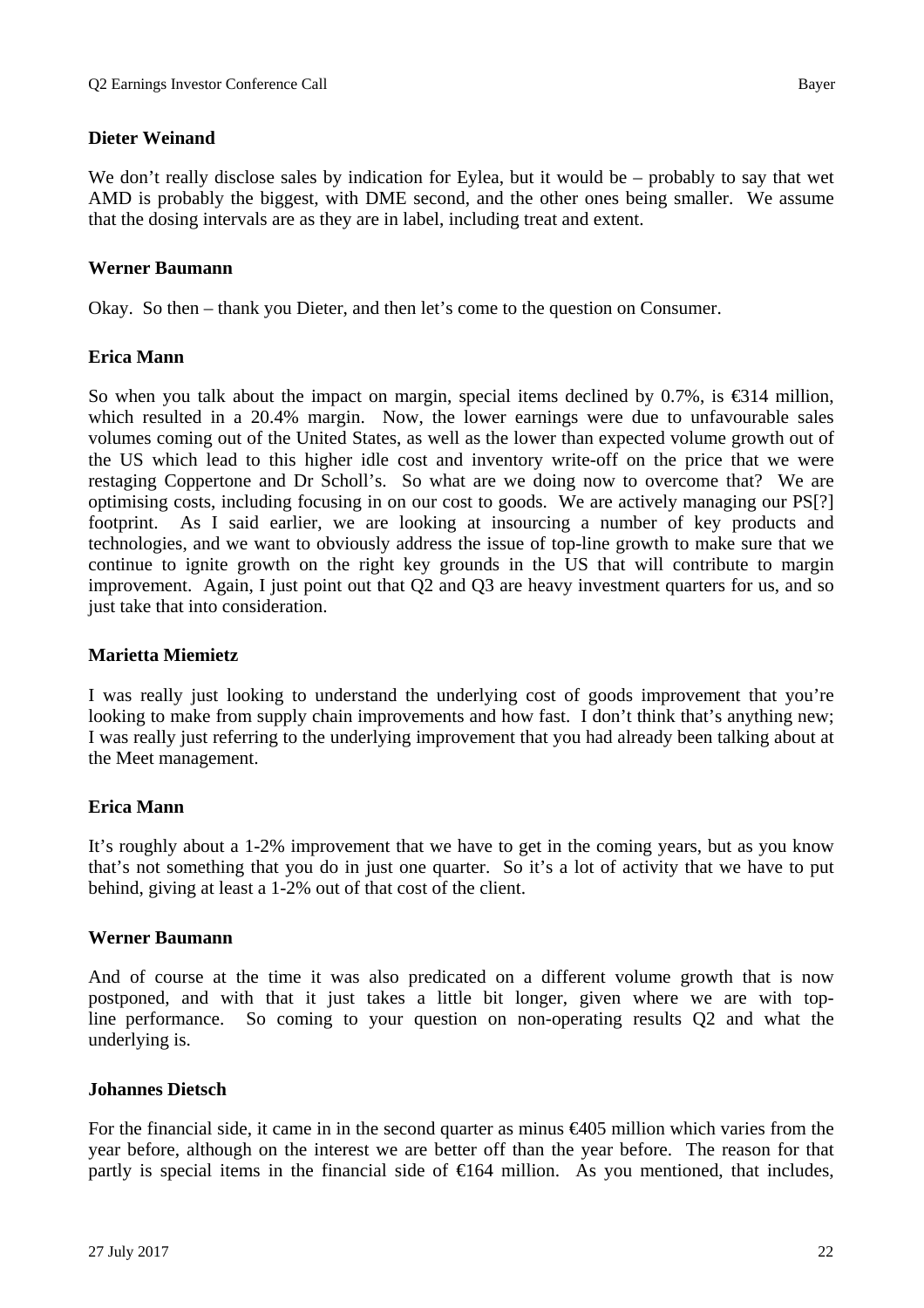**Dieter Weinand**

We don't really disclose sales by indication for Eylea, but it would be – probably to say that wet AMD is probably the biggest, with DME second, and the other ones being smaller. We assume that the dosing intervals are as they are in label, including treat and extent.

**Werner Baumann**

Okay. So then – thank you Dieter, and then let's come to the question on Consumer.

**Erica Mann**

So when you talk about the impact on margin, special items declined by 0.7%, is €314 million, which resulted in a 20.4% margin. Now, the lower earnings were due to unfavourable sales volumes coming out of the United States, as well as the lower than expected volume growth out of the US which lead to this higher idle cost and inventory write-off on the price that we were restaging Coppertone and Dr Scholl's. So what are we doing now to overcome that? We are optimising costs, including focusing in on our cost to goods. We are actively managing our PS[?] footprint. As I said earlier, we are looking at insourcing a number of key products and technologies, and we want to obviously address the issue of top-line growth to make sure that we continue to ignite growth on the right key grounds in the US that will contribute to margin improvement. Again, I just point out that Q2 and Q3 are heavy investment quarters for us, and so just take that into consideration.

**Marietta Miemietz**

I was really just looking to understand the underlying cost of goods improvement that you're looking to make from supply chain improvements and how fast. I don't think that's anything new; I was really just referring to the underlying improvement that you had already been talking about at the Meet management.

**Erica Mann**

It's roughly about a 1-2% improvement that we have to get in the coming years, but as you know that's not something that you do in just one quarter. So it's a lot of activity that we have to put behind, giving at least a 1-2% out of that cost of the client.

**Werner Baumann**

And of course at the time it was also predicated on a different volume growth that is now postponed, and with that it just takes a little bit longer, given where we are with top-line performance. So coming to your question on non-operating results Q2 and what the underlying is.

**Johannes Dietsch**

For the financial side, it came in in the second quarter as minus €405 million which varies from the year before, although on the interest we are better off than the year before. The reason for that partly is special items in the financial side of €164 million. As you mentioned, that includes,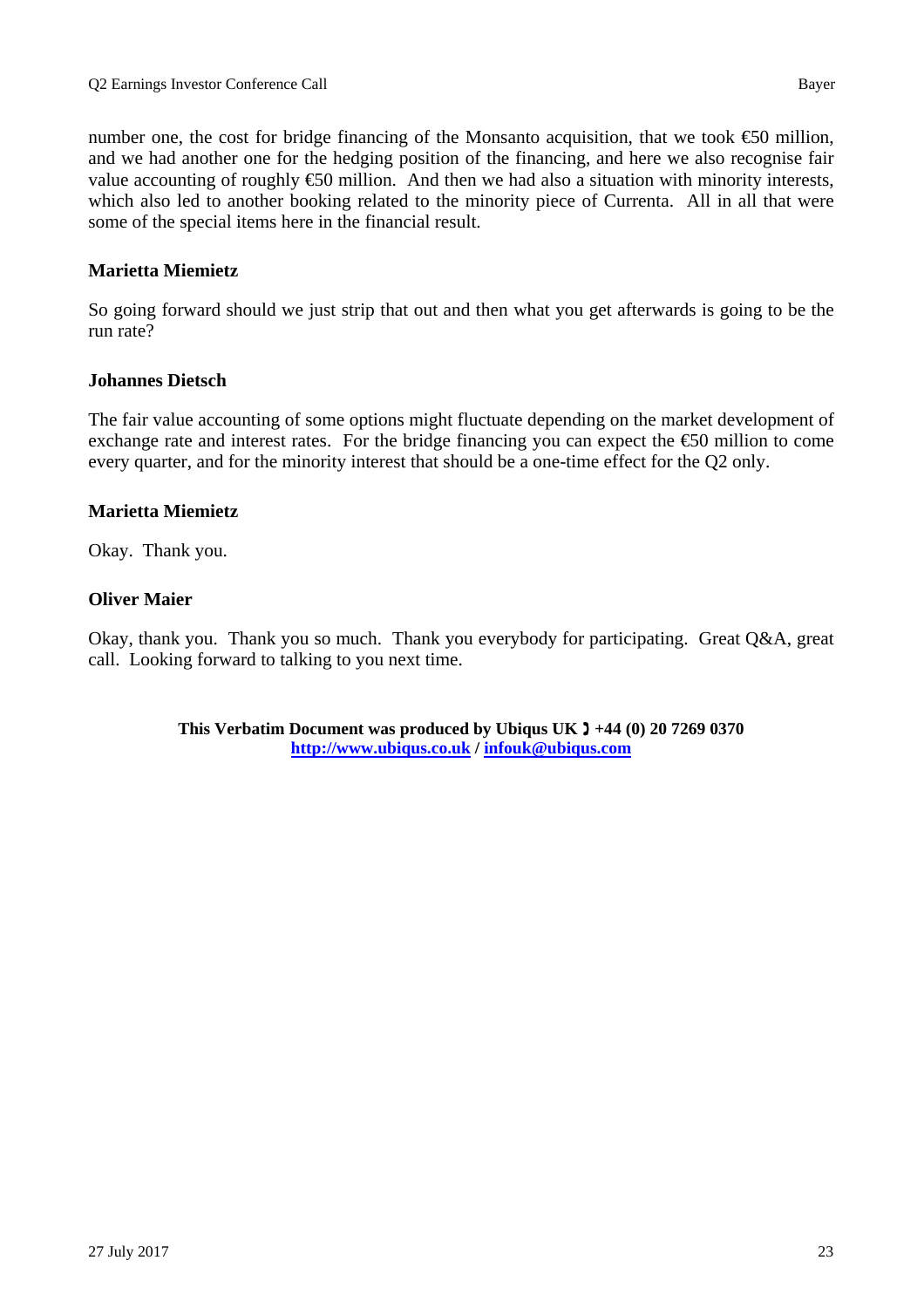number one, the cost for bridge financing of the Monsanto acquisition, that we took €50 million, and we had another one for the hedging position of the financing, and here we also recognise fair value accounting of roughly €50 million. And then we had also a situation with minority interests, which also led to another booking related to the minority piece of Currenta. All in all that were some of the special items here in the financial result.

**Marietta Miemietz**

So going forward should we just strip that out and then what you get afterwards is going to be the run rate?

**Johannes Dietsch**

The fair value accounting of some options might fluctuate depending on the market development of exchange rate and interest rates. For the bridge financing you can expect the €50 million to come every quarter, and for the minority interest that should be a one-time effect for the Q2 only.

**Marietta Miemietz**

Okay. Thank you.

**Oliver Maier**

Okay, thank you. Thank you so much. Thank you everybody for participating. Great Q&A, great call. Looking forward to talking to you next time.

**This Verbatim Document was produced by Ubiqus UK ☎ +44 (0) 20 7269 0370**
**http://www.ubiqus.co.uk / infouk@ubiqus.com**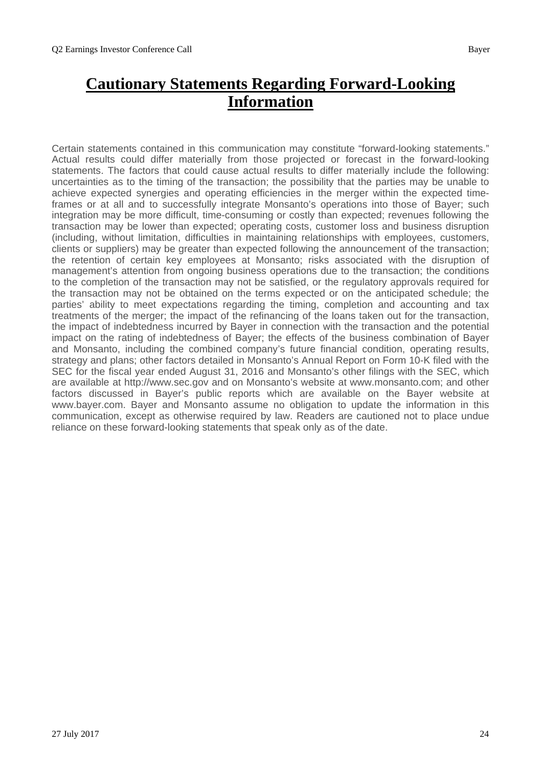# Cautionary Statements Regarding Forward-Looking Information

Certain statements contained in this communication may constitute “forward-looking statements.” Actual results could differ materially from those projected or forecast in the forward-looking statements. The factors that could cause actual results to differ materially include the following: uncertainties as to the timing of the transaction; the possibility that the parties may be unable to achieve expected synergies and operating efficiencies in the merger within the expected time-frames or at all and to successfully integrate Monsanto’s operations into those of Bayer; such integration may be more difficult, time-consuming or costly than expected; revenues following the transaction may be lower than expected; operating costs, customer loss and business disruption (including, without limitation, difficulties in maintaining relationships with employees, customers, clients or suppliers) may be greater than expected following the announcement of the transaction; the retention of certain key employees at Monsanto; risks associated with the disruption of management’s attention from ongoing business operations due to the transaction; the conditions to the completion of the transaction may not be satisfied, or the regulatory approvals required for the transaction may not be obtained on the terms expected or on the anticipated schedule; the parties’ ability to meet expectations regarding the timing, completion and accounting and tax treatments of the merger; the impact of the refinancing of the loans taken out for the transaction, the impact of indebtedness incurred by Bayer in connection with the transaction and the potential impact on the rating of indebtedness of Bayer; the effects of the business combination of Bayer and Monsanto, including the combined company’s future financial condition, operating results, strategy and plans; other factors detailed in Monsanto’s Annual Report on Form 10-K filed with the SEC for the fiscal year ended August 31, 2016 and Monsanto’s other filings with the SEC, which are available at http://www.sec.gov and on Monsanto’s website at www.monsanto.com; and other factors discussed in Bayer’s public reports which are available on the Bayer website at www.bayer.com. Bayer and Monsanto assume no obligation to update the information in this communication, except as otherwise required by law. Readers are cautioned not to place undue reliance on these forward-looking statements that speak only as of the date.